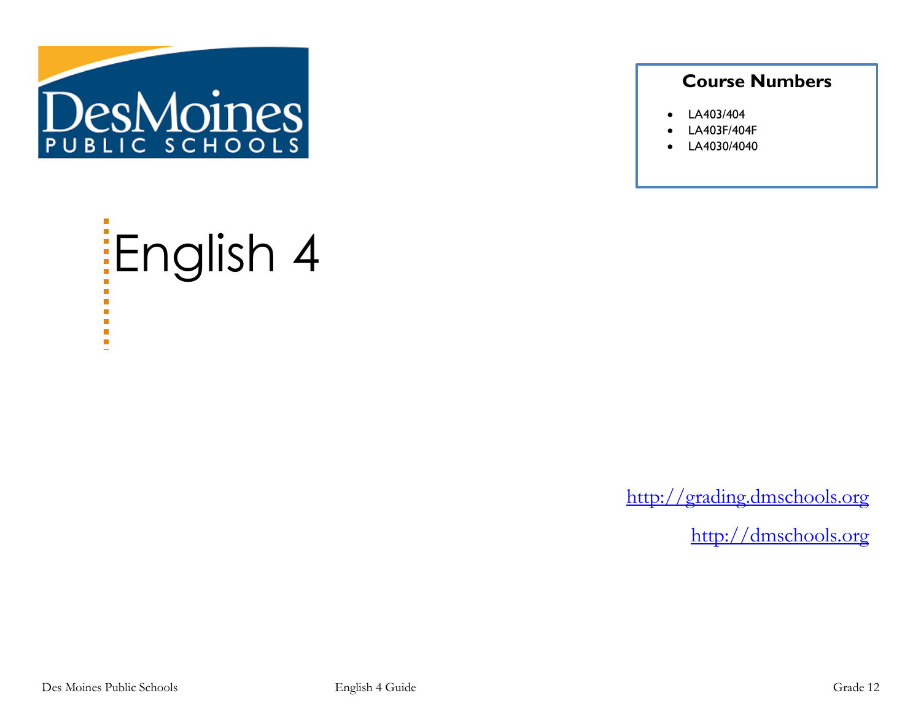# English 4

### Course Numbers

- LA403/404
- LA403F/404F
- LA4030/4040

http://grading.dmschools.org

http://dmschools.org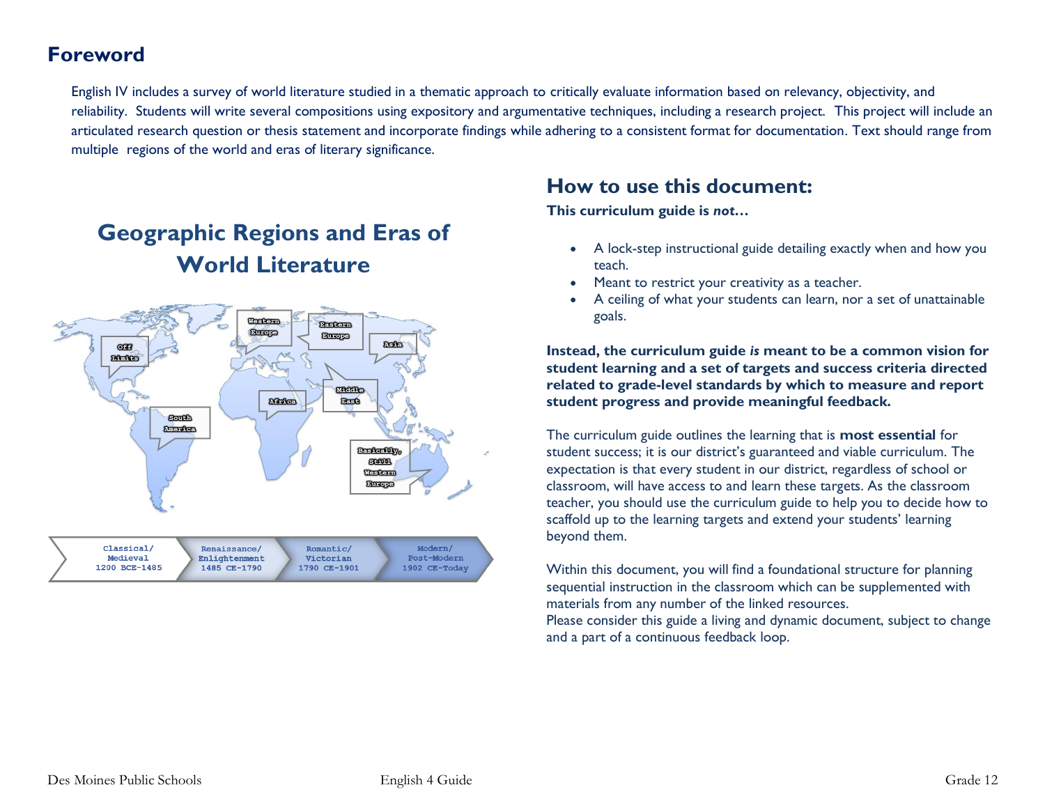## Foreword

English IV includes a survey of world literature studied in a thematic approach to critically evaluate information based on relevancy, objectivity, and reliability. Students will write several compositions using expository and argumentative techniques, including a research project. This project will include an articulated research question or thesis statement and incorporate findings while adhering to a consistent format for documentation. Text should range from multiple regions of the world and eras of literary significance.

## Geographic Regions and Eras of World Literature

Off Limits

Western Europe

Eastern Europe

Asia

Middle East

Africa

South America

Basically, Still Western Europe

Classical/ Medieval 1200 BCE-1485

Renaissance/ Enlightenment 1485 CE-1790

Romantic/ Victorian 1790 CE-1901

Modern/ Post-Modern 1902 CE-Today

## How to use this document:

**This curriculum guide is *not*…**

- A lock-step instructional guide detailing exactly when and how you teach.
- Meant to restrict your creativity as a teacher.
- A ceiling of what your students can learn, nor a set of unattainable goals.

**Instead, the curriculum guide *is* meant to be a common vision for student learning and a set of targets and success criteria directed related to grade-level standards by which to measure and report student progress and provide meaningful feedback.**

The curriculum guide outlines the learning that is **most essential** for student success; it is our district's guaranteed and viable curriculum. The expectation is that every student in our district, regardless of school or classroom, will have access to and learn these targets. As the classroom teacher, you should use the curriculum guide to help you to decide how to scaffold up to the learning targets and extend your students' learning beyond them.

Within this document, you will find a foundational structure for planning sequential instruction in the classroom which can be supplemented with materials from any number of the linked resources.
Please consider this guide a living and dynamic document, subject to change and a part of a continuous feedback loop.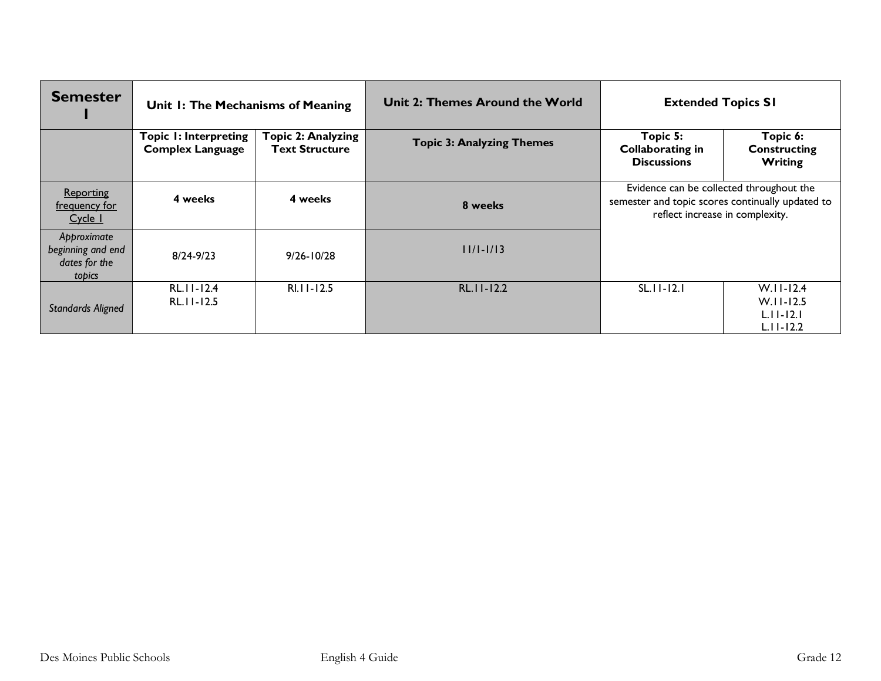| Semester I | Unit 1: The Mechanisms of Meaning | | Unit 2: Themes Around the World | Extended Topics S1 | |
|---|---|---|---|---|---|
| | **Topic 1: Interpreting Complex Language** | **Topic 2: Analyzing Text Structure** | **Topic 3: Analyzing Themes** | **Topic 5: Collaborating in Discussions** | **Topic 6: Constructing Writing** |
| Reporting frequency for Cycle 1 | **4 weeks** | **4 weeks** | **8 weeks** | Evidence can be collected throughout the semester and topic scores continually updated to reflect increase in complexity. | |
| *Approximate beginning and end dates for the topics* | 8/24-9/23 | 9/26-10/28 | 11/1-1/13 | | |
| *Standards Aligned* | RL.11-12.4<br>RL.11-12.5 | RI.11-12.5 | RL.11-12.2 | SL.11-12.1 | W.11-12.4<br>W.11-12.5<br>L.11-12.1<br>L.11-12.2 |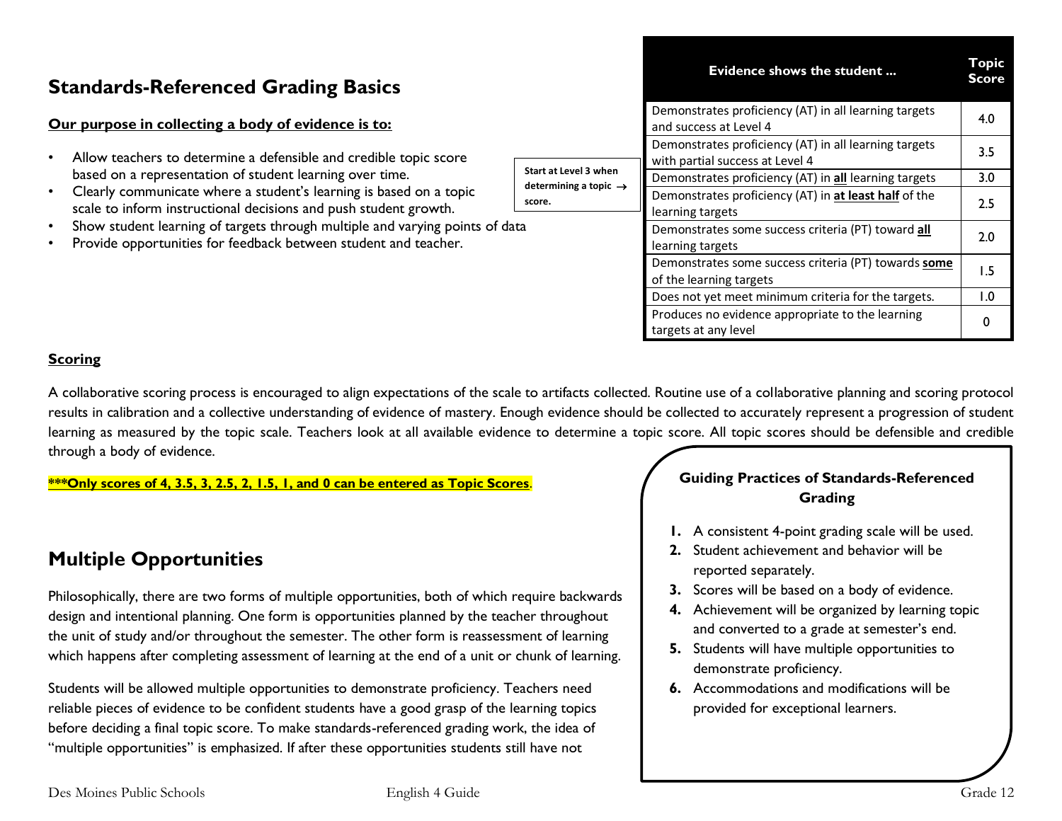## Standards-Referenced Grading Basics

**Our purpose in collecting a body of evidence is to:**

- Allow teachers to determine a defensible and credible topic score based on a representation of student learning over time.
- Clearly communicate where a student's learning is based on a topic scale to inform instructional decisions and push student growth.
- Show student learning of targets through multiple and varying points of data
- Provide opportunities for feedback between student and teacher.

**Start at Level 3 when determining a topic → score.**

| Evidence shows the student ... | Topic Score |
|---|---|
| Demonstrates proficiency (AT) in all learning targets and success at Level 4 | 4.0 |
| Demonstrates proficiency (AT) in all learning targets with partial success at Level 4 | 3.5 |
| Demonstrates proficiency (AT) in **all** learning targets | 3.0 |
| Demonstrates proficiency (AT) in **at least half** of the learning targets | 2.5 |
| Demonstrates some success criteria (PT) toward **all** learning targets | 2.0 |
| Demonstrates some success criteria (PT) towards **some** of the learning targets | 1.5 |
| Does not yet meet minimum criteria for the targets. | 1.0 |
| Produces no evidence appropriate to the learning targets at any level | 0 |

**Scoring**

A collaborative scoring process is encouraged to align expectations of the scale to artifacts collected. Routine use of a collaborative planning and scoring protocol results in calibration and a collective understanding of evidence of mastery. Enough evidence should be collected to accurately represent a progression of student learning as measured by the topic scale. Teachers look at all available evidence to determine a topic score. All topic scores should be defensible and credible through a body of evidence.

**\*\*\*Only scores of 4, 3.5, 3, 2.5, 2, 1.5, 1, and 0 can be entered as Topic Scores**.

## Multiple Opportunities

Philosophically, there are two forms of multiple opportunities, both of which require backwards design and intentional planning. One form is opportunities planned by the teacher throughout the unit of study and/or throughout the semester. The other form is reassessment of learning which happens after completing assessment of learning at the end of a unit or chunk of learning.

Students will be allowed multiple opportunities to demonstrate proficiency. Teachers need reliable pieces of evidence to be confident students have a good grasp of the learning topics before deciding a final topic score. To make standards-referenced grading work, the idea of "multiple opportunities" is emphasized. If after these opportunities students still have not

**Guiding Practices of Standards-Referenced Grading**

1. A consistent 4-point grading scale will be used.
2. Student achievement and behavior will be reported separately.
3. Scores will be based on a body of evidence.
4. Achievement will be organized by learning topic and converted to a grade at semester's end.
5. Students will have multiple opportunities to demonstrate proficiency.
6. Accommodations and modifications will be provided for exceptional learners.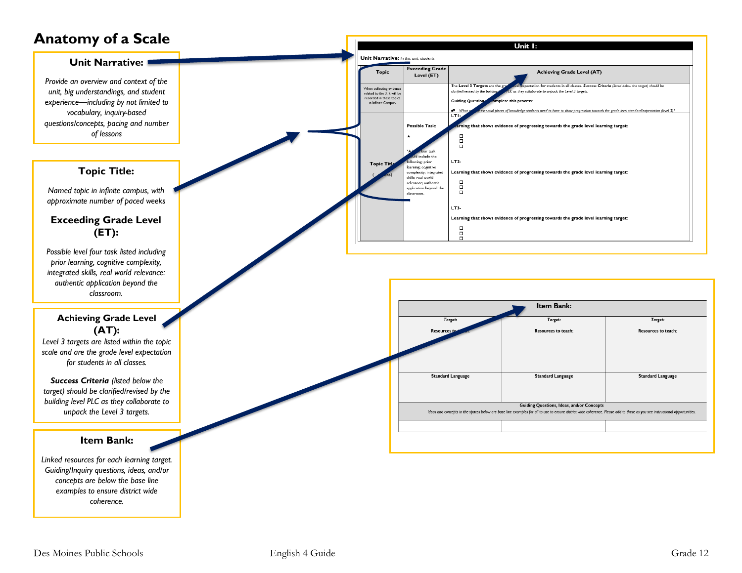# Anatomy of a Scale

### Unit Narrative:

*Provide an overview and context of the unit, big understandings, and student experience—including by not limited to vocabulary, inquiry-based questions/concepts, pacing and number of lessons*

### Topic Title:

*Named topic in infinite campus, with approximate number of paced weeks*

### Exceeding Grade Level (ET):

*Possible level four task listed including prior learning, cognitive complexity, integrated skills, real world relevance: authentic application beyond the classroom.*

### Achieving Grade Level (AT):

*Level 3 targets are listed within the topic scale and are the grade level expectation for students in all classes.*

***Success Criteria** (listed below the target) should be clarified/revised by the building level PLC as they collaborate to unpack the Level 3 targets.*

### Item Bank:

*Linked resources for each learning target. Guiding/Inquiry questions, ideas, and/or concepts are below the base line examples to ensure district wide coherence.*

**Unit 1:**

**Unit Narrative:** *In this unit, students*

| Topic | Exceeding Grade Level (ET) | Achieving Grade Level (AT) |
|---|---|---|
| When collecting evidence related to the 3, it will be recorded in these topics in Infinite Campus. | | The **Level 3 Targets** are the grade level expectation for students in all classes. ***Success Criteria** (listed below the target) should be clarified/revised by the building level PLC as they collaborate to unpack the Level 3 targets.* **Guiding Question to complete this process:** • *What are the essential pieces of knowledge students need to have to show progression towards the grade level standard/expectation (level 3)?* |
| **Topic Title** ( weeks) | **Possible Task:** ★ *A level four task should include the following: prior learning; cognitive complexity; integrated skills; real world relevance; authentic application beyond the classroom.* | **LT1-** **Learning that shows evidence of progressing towards the grade level learning target:** ☐ ☐ ☐ **LT2-** **Learning that shows evidence of progressing towards the grade level learning target:** ☐ ☐ ☐ **LT3-** **Learning that shows evidence of progressing towards the grade level learning target:** ☐ ☐ ☐ |

| **Item Bank:** | | |
|---|---|---|
| ***Target:*** **Resources to teach:** | ***Target:*** **Resources to teach:** | ***Target:*** **Resources to teach:** |
| **Standard Language** | **Standard Language** | **Standard Language** |
| **Guiding Questions, Ideas, and/or Concepts** *Ideas and concepts in the spaces below are base line examples for all to use to ensure district wide coherence. Please add to these as you see instructional opportunities.* | | |
| | | |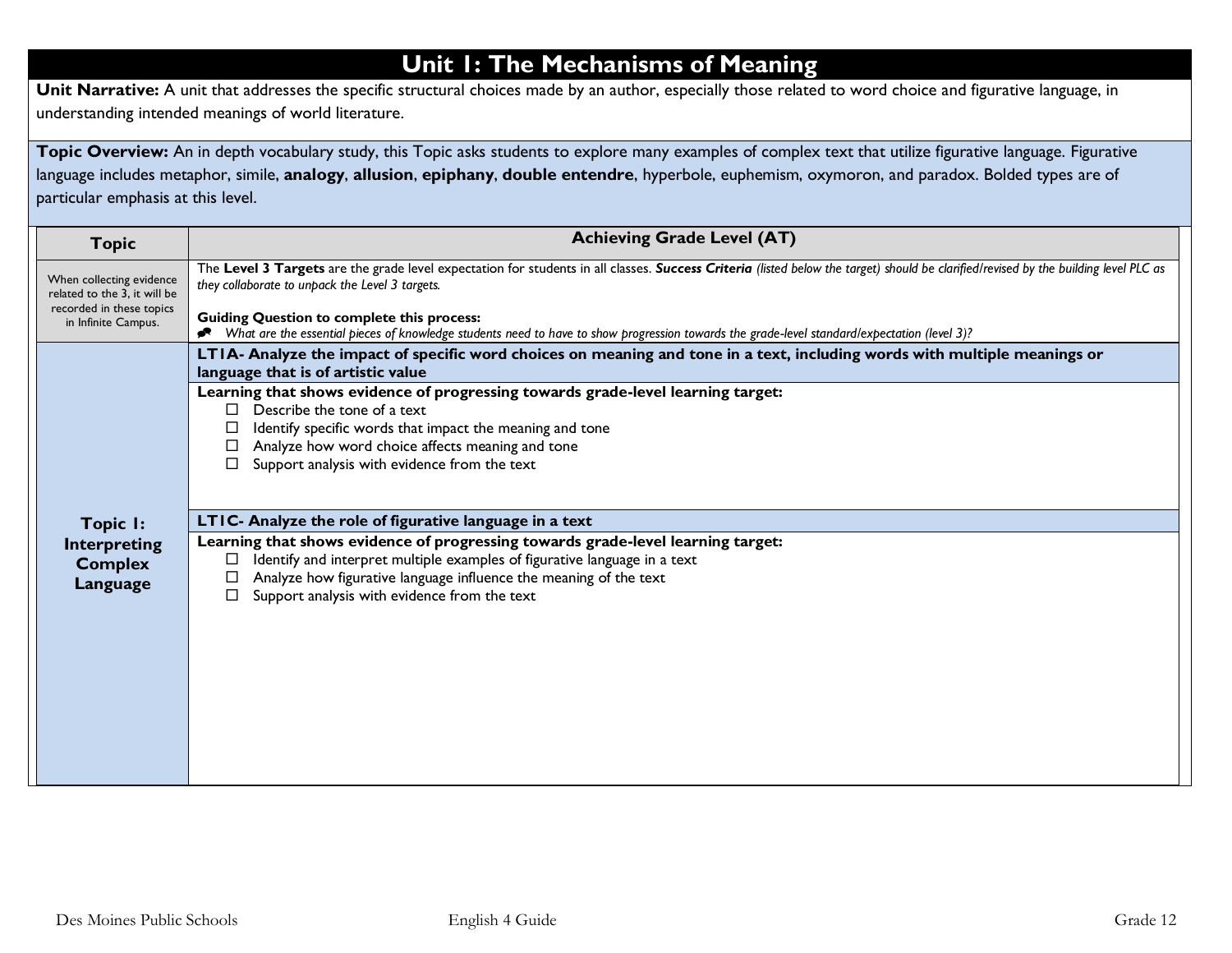# Unit 1: The Mechanisms of Meaning

**Unit Narrative:** A unit that addresses the specific structural choices made by an author, especially those related to word choice and figurative language, in understanding intended meanings of world literature.

**Topic Overview:** An in depth vocabulary study, this Topic asks students to explore many examples of complex text that utilize figurative language. Figurative language includes metaphor, simile, **analogy**, **allusion**, **epiphany**, **double entendre**, hyperbole, euphemism, oxymoron, and paradox. Bolded types are of particular emphasis at this level.

| Topic | Achieving Grade Level (AT) |
|---|---|
| When collecting evidence related to the 3, it will be recorded in these topics in Infinite Campus. | The **Level 3 Targets** are the grade level expectation for students in all classes. ***Success Criteria*** *(listed below the target) should be clarified/revised by the building level PLC as they collaborate to unpack the Level 3 targets.*<br><br>**Guiding Question to complete this process:**<br>*What are the essential pieces of knowledge students need to have to show progression towards the grade-level standard/expectation (level 3)?* |
| **Topic 1: Interpreting Complex Language** | **LT1A- Analyze the impact of specific word choices on meaning and tone in a text, including words with multiple meanings or language that is of artistic value** |
| | **Learning that shows evidence of progressing towards grade-level learning target:**<br>☐ Describe the tone of a text<br>☐ Identify specific words that impact the meaning and tone<br>☐ Analyze how word choice affects meaning and tone<br>☐ Support analysis with evidence from the text |
| | **LT1C- Analyze the role of figurative language in a text** |
| | **Learning that shows evidence of progressing towards grade-level learning target:**<br>☐ Identify and interpret multiple examples of figurative language in a text<br>☐ Analyze how figurative language influence the meaning of the text<br>☐ Support analysis with evidence from the text |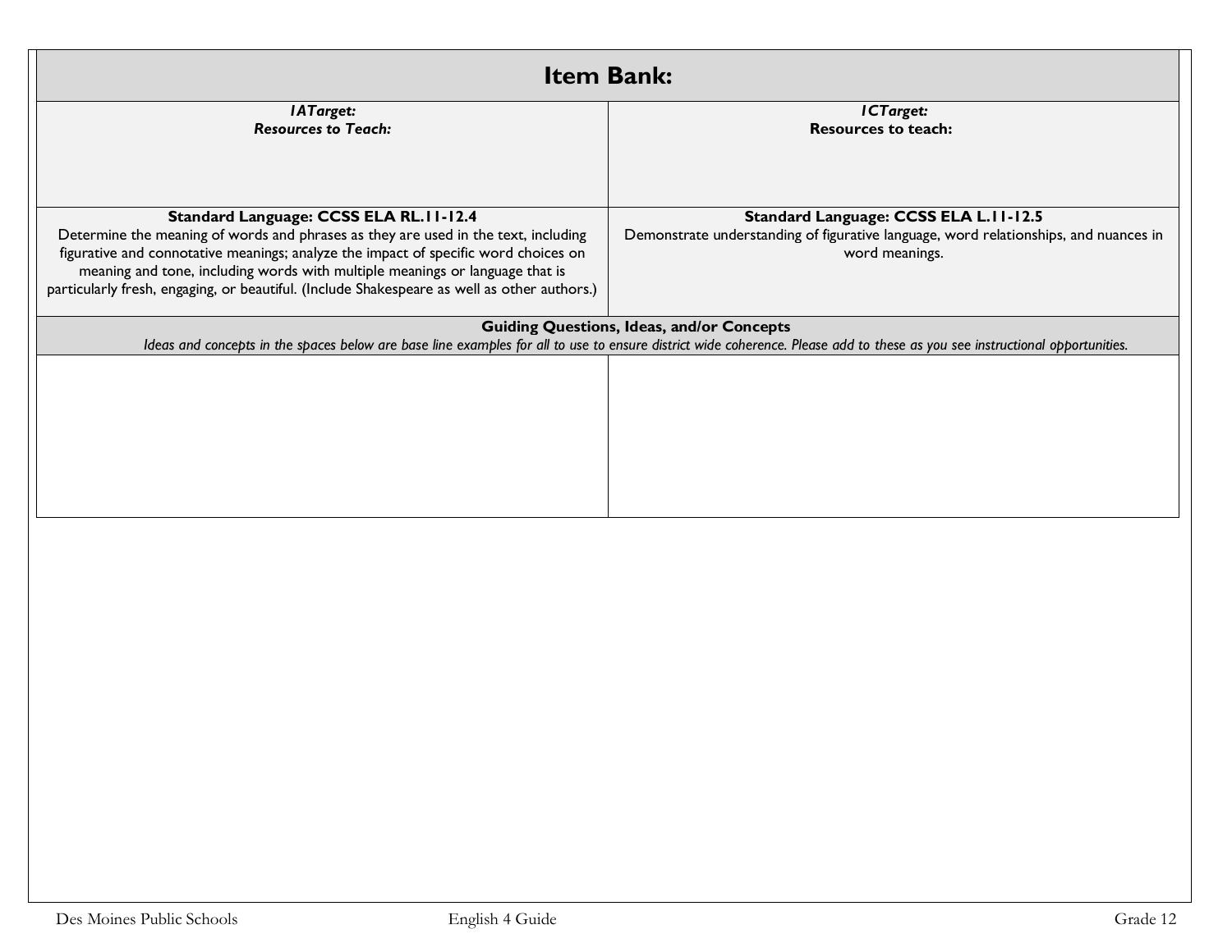## Item Bank:

| ***1ATarget:***<br>***Resources to Teach:*** | ***1CTarget:***<br>**Resources to teach:** |
|---|---|
| **Standard Language: CCSS ELA RL.11-12.4**<br>Determine the meaning of words and phrases as they are used in the text, including figurative and connotative meanings; analyze the impact of specific word choices on meaning and tone, including words with multiple meanings or language that is particularly fresh, engaging, or beautiful. (Include Shakespeare as well as other authors.) | **Standard Language: CCSS ELA L.11-12.5**<br>Demonstrate understanding of figurative language, word relationships, and nuances in word meanings. |
| **Guiding Questions, Ideas, and/or Concepts**<br>*Ideas and concepts in the spaces below are base line examples for all to use to ensure district wide coherence. Please add to these as you see instructional opportunities.* | |
| | |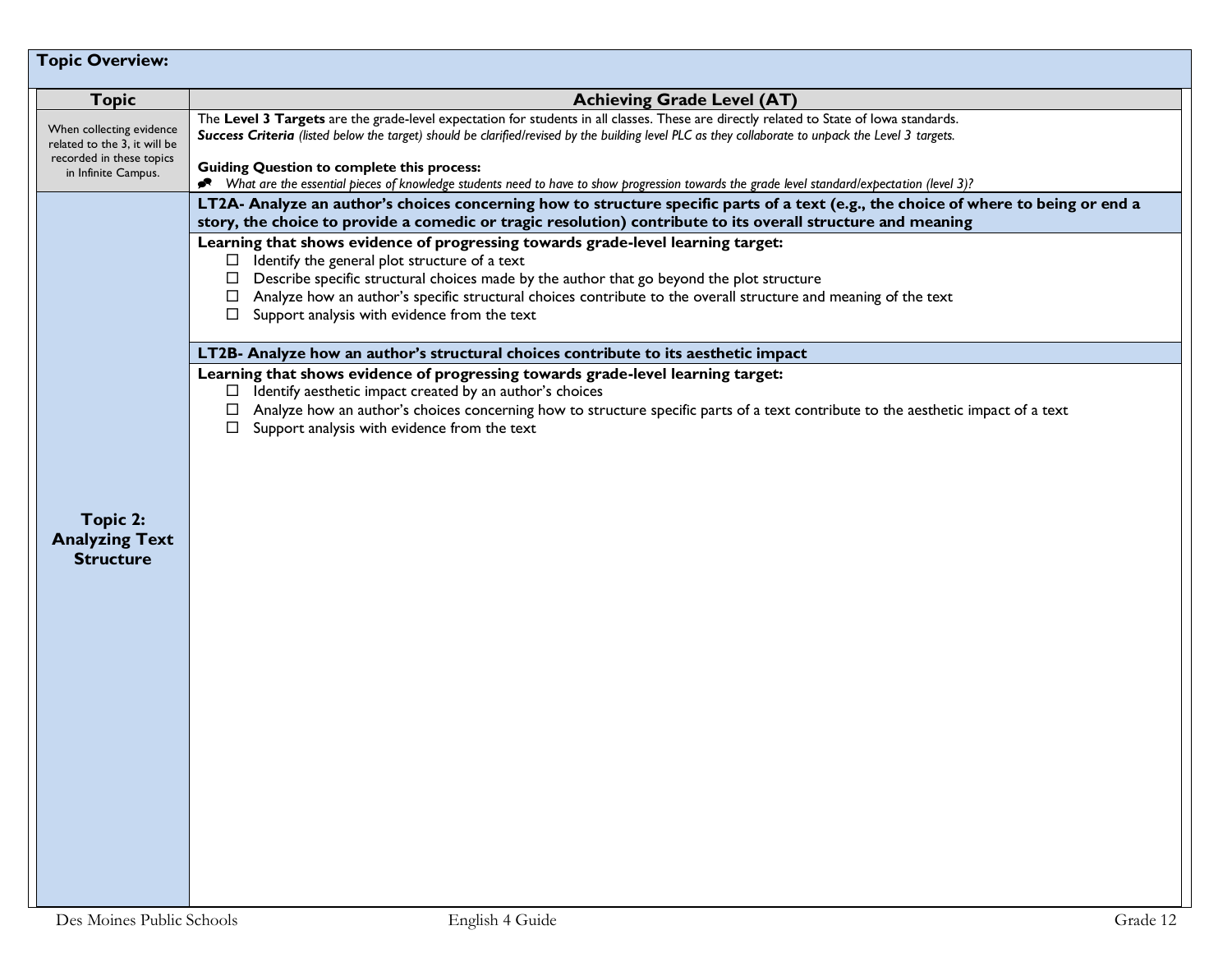**Topic Overview:**

| Topic | Achieving Grade Level (AT) |
|---|---|
| When collecting evidence related to the 3, it will be recorded in these topics in Infinite Campus. | The **Level 3 Targets** are the grade-level expectation for students in all classes. These are directly related to State of Iowa standards.<br>***Success Criteria*** *(listed below the target) should be clarified/revised by the building level PLC as they collaborate to unpack the Level 3 targets.*<br><br>**Guiding Question to complete this process:**<br>- *What are the essential pieces of knowledge students need to have to show progression towards the grade level standard/expectation (level 3)?* |
| **Topic 2: Analyzing Text Structure** | **LT2A- Analyze an author's choices concerning how to structure specific parts of a text (e.g., the choice of where to being or end a story, the choice to provide a comedic or tragic resolution) contribute to its overall structure and meaning**<br><br>**Learning that shows evidence of progressing towards grade-level learning target:**<br>☐ Identify the general plot structure of a text<br>☐ Describe specific structural choices made by the author that go beyond the plot structure<br>☐ Analyze how an author's specific structural choices contribute to the overall structure and meaning of the text<br>☐ Support analysis with evidence from the text<br><br>**LT2B- Analyze how an author's structural choices contribute to its aesthetic impact**<br><br>**Learning that shows evidence of progressing towards grade-level learning target:**<br>☐ Identify aesthetic impact created by an author's choices<br>☐ Analyze how an author's choices concerning how to structure specific parts of a text contribute to the aesthetic impact of a text<br>☐ Support analysis with evidence from the text |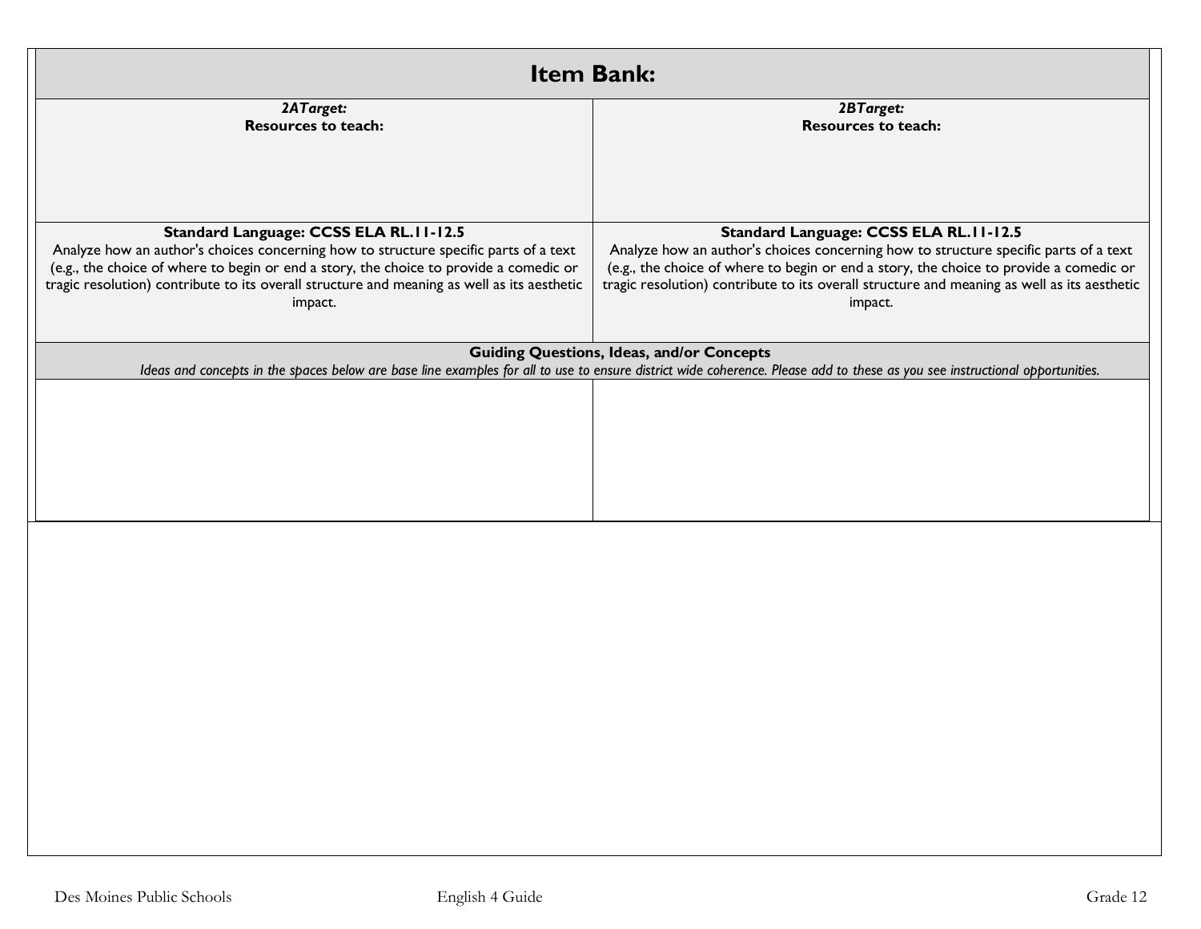# Item Bank:

| *2ATarget:*<br>**Resources to teach:** | *2BTarget:*<br>**Resources to teach:** |
|---|---|
| **Standard Language: CCSS ELA RL.11-12.5**<br>Analyze how an author's choices concerning how to structure specific parts of a text (e.g., the choice of where to begin or end a story, the choice to provide a comedic or tragic resolution) contribute to its overall structure and meaning as well as its aesthetic impact. | **Standard Language: CCSS ELA RL.11-12.5**<br>Analyze how an author's choices concerning how to structure specific parts of a text (e.g., the choice of where to begin or end a story, the choice to provide a comedic or tragic resolution) contribute to its overall structure and meaning as well as its aesthetic impact. |
| **Guiding Questions, Ideas, and/or Concepts**<br>*Ideas and concepts in the spaces below are base line examples for all to use to ensure district wide coherence. Please add to these as you see instructional opportunities.* | |
| | |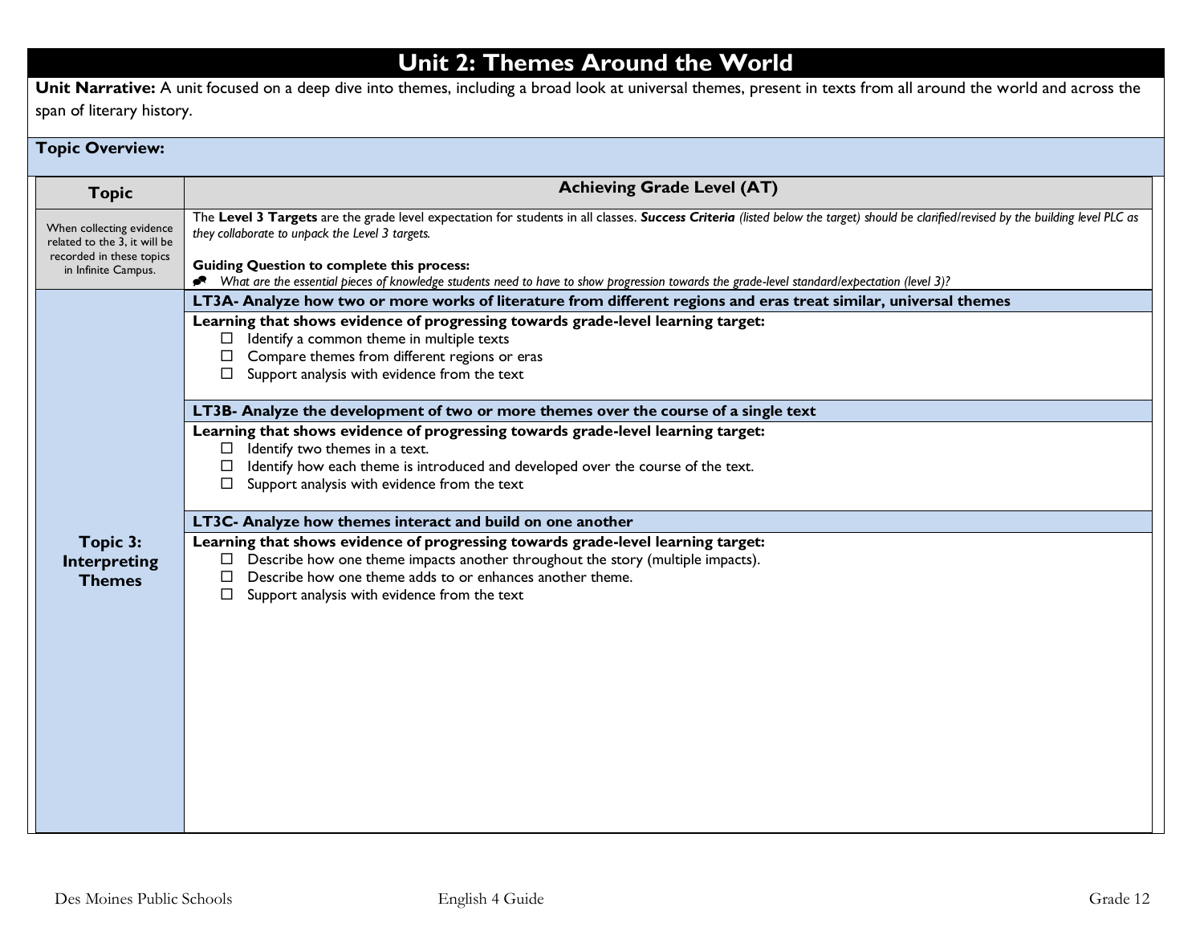# Unit 2: Themes Around the World

**Unit Narrative:** A unit focused on a deep dive into themes, including a broad look at universal themes, present in texts from all around the world and across the span of literary history.

**Topic Overview:**

| Topic | Achieving Grade Level (AT) |
|---|---|
| When collecting evidence related to the 3, it will be recorded in these topics in Infinite Campus. | The **Level 3 Targets** are the grade level expectation for students in all classes. ***Success Criteria*** *(listed below the target) should be clarified/revised by the building level PLC as they collaborate to unpack the Level 3 targets.*<br><br>**Guiding Question to complete this process:**<br>*What are the essential pieces of knowledge students need to have to show progression towards the grade-level standard/expectation (level 3)?* |
| **Topic 3: Interpreting Themes** | **LT3A- Analyze how two or more works of literature from different regions and eras treat similar, universal themes**<br>**Learning that shows evidence of progressing towards grade-level learning target:**<br>☐ Identify a common theme in multiple texts<br>☐ Compare themes from different regions or eras<br>☐ Support analysis with evidence from the text<br><br>**LT3B- Analyze the development of two or more themes over the course of a single text**<br>**Learning that shows evidence of progressing towards grade-level learning target:**<br>☐ Identify two themes in a text.<br>☐ Identify how each theme is introduced and developed over the course of the text.<br>☐ Support analysis with evidence from the text<br><br>**LT3C- Analyze how themes interact and build on one another**<br>**Learning that shows evidence of progressing towards grade-level learning target:**<br>☐ Describe how one theme impacts another throughout the story (multiple impacts).<br>☐ Describe how one theme adds to or enhances another theme.<br>☐ Support analysis with evidence from the text |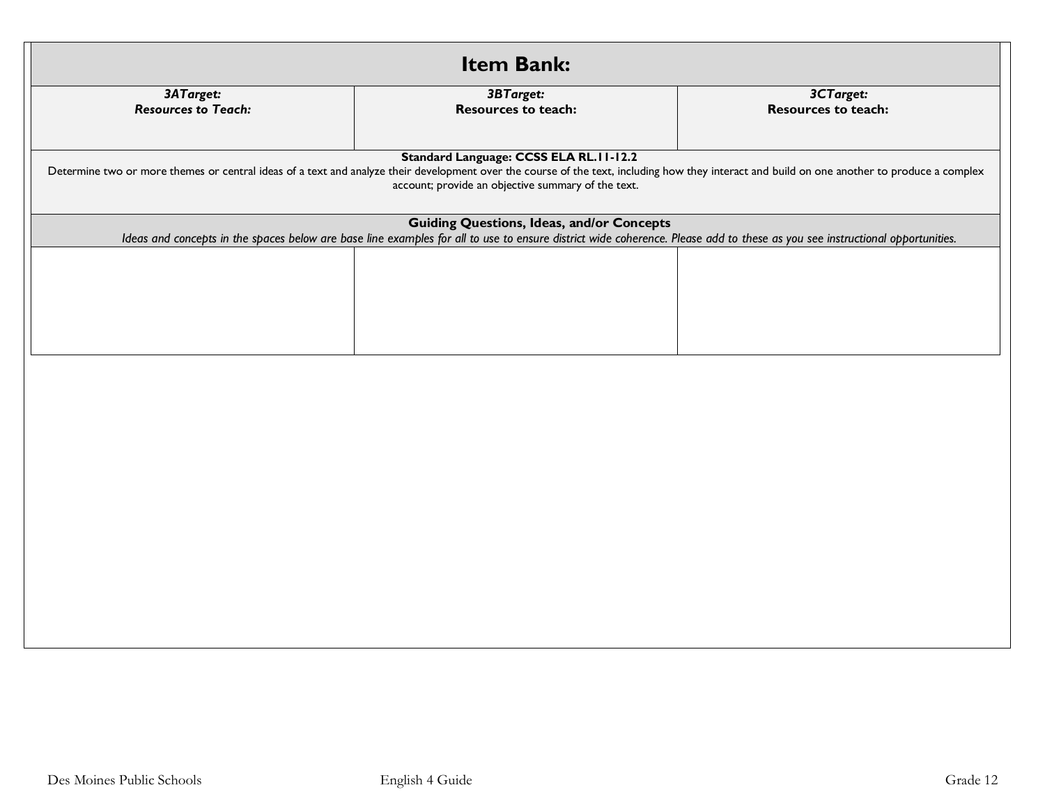# Item Bank:

| ***3ATarget:*** ***Resources to Teach:*** | ***3BTarget:*** **Resources to teach:** | ***3CTarget:*** **Resources to teach:** |
|---|---|---|
| **Standard Language: CCSS ELA RL.11-12.2** Determine two or more themes or central ideas of a text and analyze their development over the course of the text, including how they interact and build on one another to produce a complex account; provide an objective summary of the text. | | |
| **Guiding Questions, Ideas, and/or Concepts** *Ideas and concepts in the spaces below are base line examples for all to use to ensure district wide coherence. Please add to these as you see instructional opportunities.* | | |
| | | |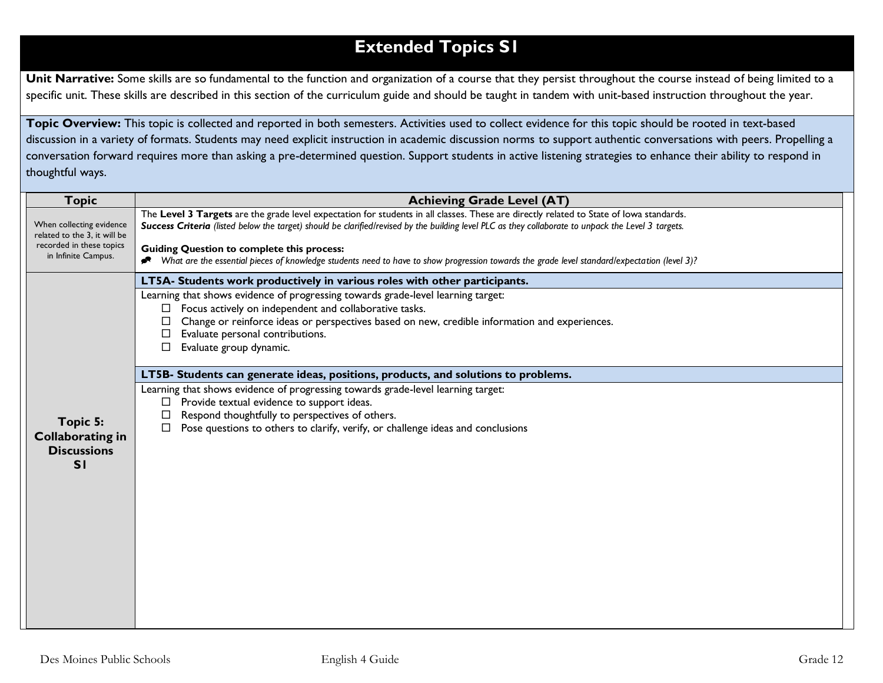# Extended Topics S1

**Unit Narrative:** Some skills are so fundamental to the function and organization of a course that they persist throughout the course instead of being limited to a specific unit. These skills are described in this section of the curriculum guide and should be taught in tandem with unit-based instruction throughout the year.

**Topic Overview:** This topic is collected and reported in both semesters. Activities used to collect evidence for this topic should be rooted in text-based discussion in a variety of formats. Students may need explicit instruction in academic discussion norms to support authentic conversations with peers. Propelling a conversation forward requires more than asking a pre-determined question. Support students in active listening strategies to enhance their ability to respond in thoughtful ways.

| Topic | Achieving Grade Level (AT) |
| --- | --- |
| When collecting evidence related to the 3, it will be recorded in these topics in Infinite Campus. | The **Level 3 Targets** are the grade level expectation for students in all classes. These are directly related to State of Iowa standards.<br>***Success Criteria*** *(listed below the target) should be clarified/revised by the building level PLC as they collaborate to unpack the Level 3 targets.*<br><br>**Guiding Question to complete this process:**<br>*What are the essential pieces of knowledge students need to have to show progression towards the grade level standard/expectation (level 3)?* |
| **Topic 5: Collaborating in Discussions S1** | **LT5A- Students work productively in various roles with other participants.**<br>Learning that shows evidence of progressing towards grade-level learning target:<br>☐ Focus actively on independent and collaborative tasks.<br>☐ Change or reinforce ideas or perspectives based on new, credible information and experiences.<br>☐ Evaluate personal contributions.<br>☐ Evaluate group dynamic.<br><br>**LT5B- Students can generate ideas, positions, products, and solutions to problems.**<br>Learning that shows evidence of progressing towards grade-level learning target:<br>☐ Provide textual evidence to support ideas.<br>☐ Respond thoughtfully to perspectives of others.<br>☐ Pose questions to others to clarify, verify, or challenge ideas and conclusions |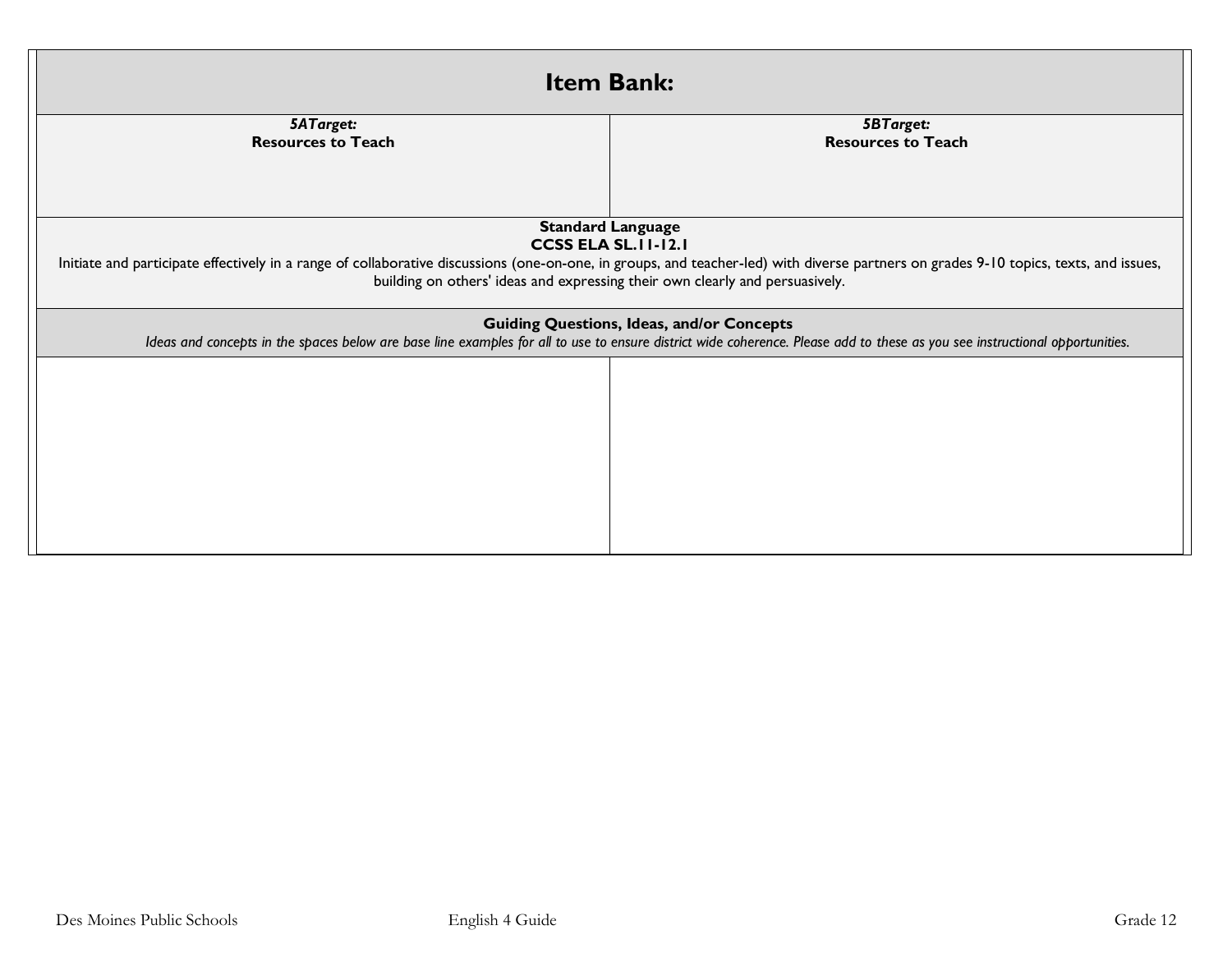| **Item Bank:** | |
|---|---|
| ***5ATarget:***<br>**Resources to Teach** | ***5BTarget:***<br>**Resources to Teach** |
| **Standard Language**<br>**CCSS ELA SL.11-12.1**<br>Initiate and participate effectively in a range of collaborative discussions (one-on-one, in groups, and teacher-led) with diverse partners on grades 9-10 topics, texts, and issues, building on others' ideas and expressing their own clearly and persuasively. | |
| **Guiding Questions, Ideas, and/or Concepts**<br>*Ideas and concepts in the spaces below are base line examples for all to use to ensure district wide coherence. Please add to these as you see instructional opportunities.* | |
| | |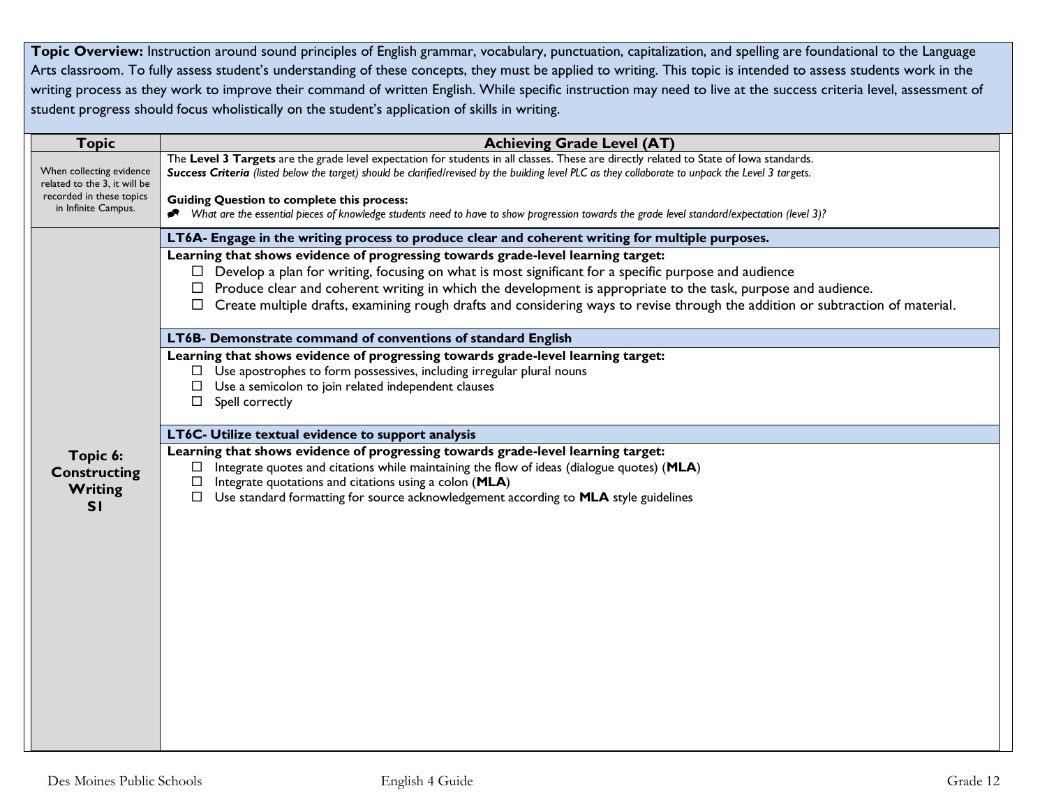**Topic Overview:** Instruction around sound principles of English grammar, vocabulary, punctuation, capitalization, and spelling are foundational to the Language Arts classroom. To fully assess student's understanding of these concepts, they must be applied to writing. This topic is intended to assess students work in the writing process as they work to improve their command of written English. While specific instruction may need to live at the success criteria level, assessment of student progress should focus wholistically on the student's application of skills in writing.

| Topic | Achieving Grade Level (AT) |
|---|---|
| When collecting evidence related to the 3, it will be recorded in these topics in Infinite Campus. | The **Level 3 Targets** are the grade level expectation for students in all classes. These are directly related to State of Iowa standards.<br>***Success Criteria*** *(listed below the target) should be clarified/revised by the building level PLC as they collaborate to unpack the Level 3 targets.*<br><br>**Guiding Question to complete this process:**<br>*What are the essential pieces of knowledge students need to have to show progression towards the grade level standard/expectation (level 3)?* |
| **Topic 6: Constructing Writing S1** | **LT6A- Engage in the writing process to produce clear and coherent writing for multiple purposes.**<br>**Learning that shows evidence of progressing towards grade-level learning target:**<br>☐ Develop a plan for writing, focusing on what is most significant for a specific purpose and audience<br>☐ Produce clear and coherent writing in which the development is appropriate to the task, purpose and audience.<br>☐ Create multiple drafts, examining rough drafts and considering ways to revise through the addition or subtraction of material.<br><br>**LT6B- Demonstrate command of conventions of standard English**<br>**Learning that shows evidence of progressing towards grade-level learning target:**<br>☐ Use apostrophes to form possessives, including irregular plural nouns<br>☐ Use a semicolon to join related independent clauses<br>☐ Spell correctly<br><br>**LT6C- Utilize textual evidence to support analysis**<br>**Learning that shows evidence of progressing towards grade-level learning target:**<br>☐ Integrate quotes and citations while maintaining the flow of ideas (dialogue quotes) (**MLA**)<br>☐ Integrate quotations and citations using a colon (**MLA**)<br>☐ Use standard formatting for source acknowledgement according to **MLA** style guidelines |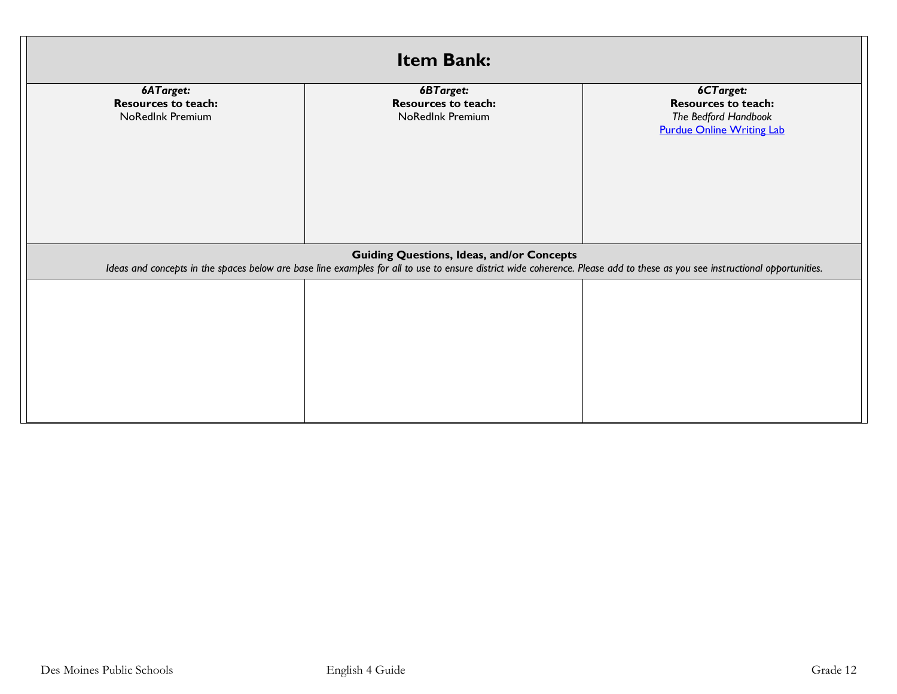| **Item Bank:** | | |
|---|---|---|
| ***6ATarget:***<br>**Resources to teach:**<br>NoRedInk Premium | ***6BTarget:***<br>**Resources to teach:**<br>NoRedInk Premium | ***6CTarget:***<br>**Resources to teach:**<br>*The Bedford Handbook*<br>Purdue Online Writing Lab |
| **Guiding Questions, Ideas, and/or Concepts**<br>*Ideas and concepts in the spaces below are base line examples for all to use to ensure district wide coherence. Please add to these as you see instructional opportunities.* | | |
| | | |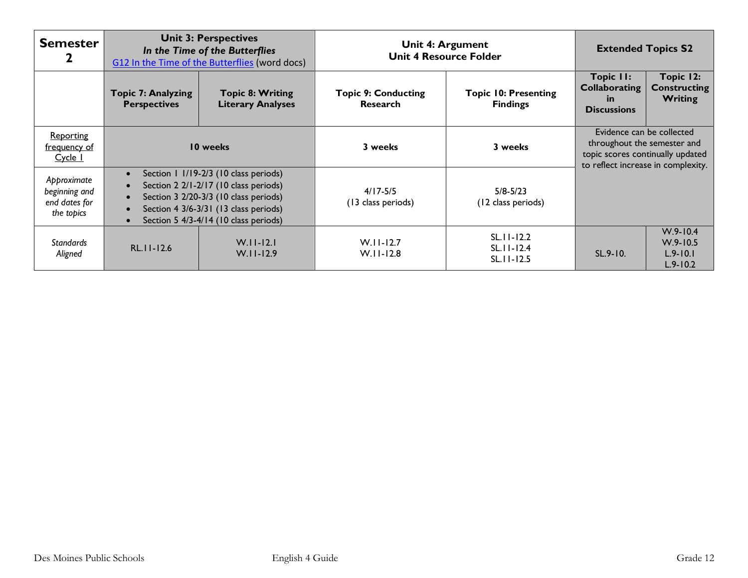| **Semester 2** | **Unit 3: Perspectives** ***In the Time of the Butterflies*** [G12 In the Time of the Butterflies](#) (word docs) | | **Unit 4: Argument** **Unit 4 Resource Folder** | | **Extended Topics S2** | |
|---|---|---|---|---|---|---|
| | **Topic 7: Analyzing Perspectives** | **Topic 8: Writing Literary Analyses** | **Topic 9: Conducting Research** | **Topic 10: Presenting Findings** | **Topic 11: Collaborating in Discussions** | **Topic 12: Constructing Writing** |
| Reporting frequency of Cycle 1 | **10 weeks** | | **3 weeks** | **3 weeks** | Evidence can be collected throughout the semester and topic scores continually updated to reflect increase in complexity. | |
| *Approximate beginning and end dates for the topics* | • Section 1 1/19-2/3 (10 class periods) <br> • Section 2 2/1-2/17 (10 class periods) <br> • Section 3 2/20-3/3 (10 class periods) <br> • Section 4 3/6-3/31 (13 class periods) <br> • Section 5 4/3-4/14 (10 class periods) | | 4/17-5/5 (13 class periods) | 5/8-5/23 (12 class periods) | | |
| *Standards Aligned* | RL.11-12.6 | W.11-12.1 W.11-12.9 | W.11-12.7 W.11-12.8 | SL.11-12.2 SL.11-12.4 SL.11-12.5 | SL.9-10. | W.9-10.4 W.9-10.5 L.9-10.1 L.9-10.2 |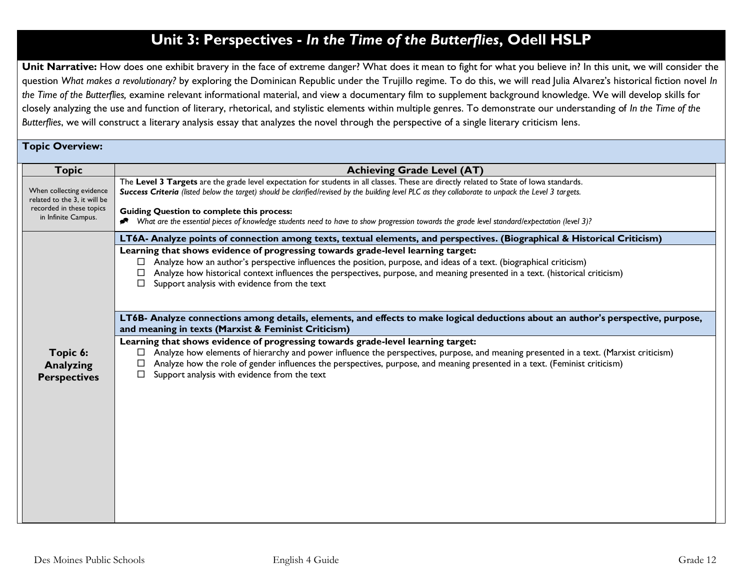# Unit 3: Perspectives - *In the Time of the Butterflies*, Odell HSLP

**Unit Narrative:** How does one exhibit bravery in the face of extreme danger? What does it mean to fight for what you believe in? In this unit, we will consider the question *What makes a revolutionary?* by exploring the Dominican Republic under the Trujillo regime. To do this, we will read Julia Alvarez's historical fiction novel *In the Time of the Butterflies,* examine relevant informational material, and view a documentary film to supplement background knowledge. We will develop skills for closely analyzing the use and function of literary, rhetorical, and stylistic elements within multiple genres. To demonstrate our understanding of *In the Time of the Butterflies*, we will construct a literary analysis essay that analyzes the novel through the perspective of a single literary criticism lens.

**Topic Overview:**

| Topic | Achieving Grade Level (AT) |
|---|---|
| When collecting evidence related to the 3, it will be recorded in these topics in Infinite Campus. | The **Level 3 Targets** are the grade level expectation for students in all classes. These are directly related to State of Iowa standards. ***Success Criteria*** *(listed below the target) should be clarified/revised by the building level PLC as they collaborate to unpack the Level 3 targets.*<br><br>**Guiding Question to complete this process:**<br>*What are the essential pieces of knowledge students need to have to show progression towards the grade level standard/expectation (level 3)?* |
| **Topic 6: Analyzing Perspectives** | **LT6A- Analyze points of connection among texts, textual elements, and perspectives. (Biographical & Historical Criticism)**<br>**Learning that shows evidence of progressing towards grade-level learning target:**<br>☐ Analyze how an author's perspective influences the position, purpose, and ideas of a text. (biographical criticism)<br>☐ Analyze how historical context influences the perspectives, purpose, and meaning presented in a text. (historical criticism)<br>☐ Support analysis with evidence from the text<br><br>**LT6B- Analyze connections among details, elements, and effects to make logical deductions about an author's perspective, purpose, and meaning in texts (Marxist & Feminist Criticism)**<br>**Learning that shows evidence of progressing towards grade-level learning target:**<br>☐ Analyze how elements of hierarchy and power influence the perspectives, purpose, and meaning presented in a text. (Marxist criticism)<br>☐ Analyze how the role of gender influences the perspectives, purpose, and meaning presented in a text. (Feminist criticism)<br>☐ Support analysis with evidence from the text |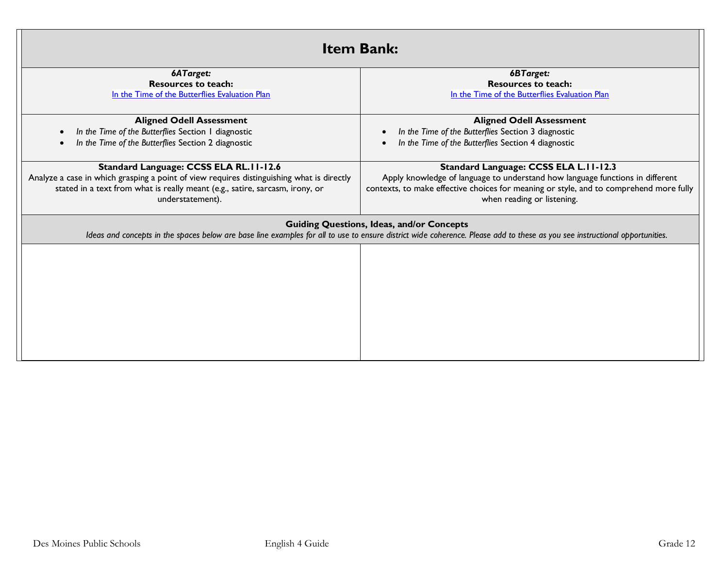## Item Bank:

| *6ATarget:*<br>**Resources to teach:**<br>In the Time of the Butterflies Evaluation Plan | *6BTarget:*<br>**Resources to teach:**<br>In the Time of the Butterflies Evaluation Plan |
|---|---|
| **Aligned Odell Assessment**<br>• *In the Time of the Butterflies* Section 1 diagnostic<br>• *In the Time of the Butterflies* Section 2 diagnostic | **Aligned Odell Assessment**<br>• *In the Time of the Butterflies* Section 3 diagnostic<br>• *In the Time of the Butterflies* Section 4 diagnostic |
| **Standard Language: CCSS ELA RL.11-12.6**<br>Analyze a case in which grasping a point of view requires distinguishing what is directly stated in a text from what is really meant (e.g., satire, sarcasm, irony, or understatement). | **Standard Language: CCSS ELA L.11-12.3**<br>Apply knowledge of language to understand how language functions in different contexts, to make effective choices for meaning or style, and to comprehend more fully when reading or listening. |
| **Guiding Questions, Ideas, and/or Concepts**<br>*Ideas and concepts in the spaces below are base line examples for all to use to ensure district wide coherence. Please add to these as you see instructional opportunities.* | |
| | |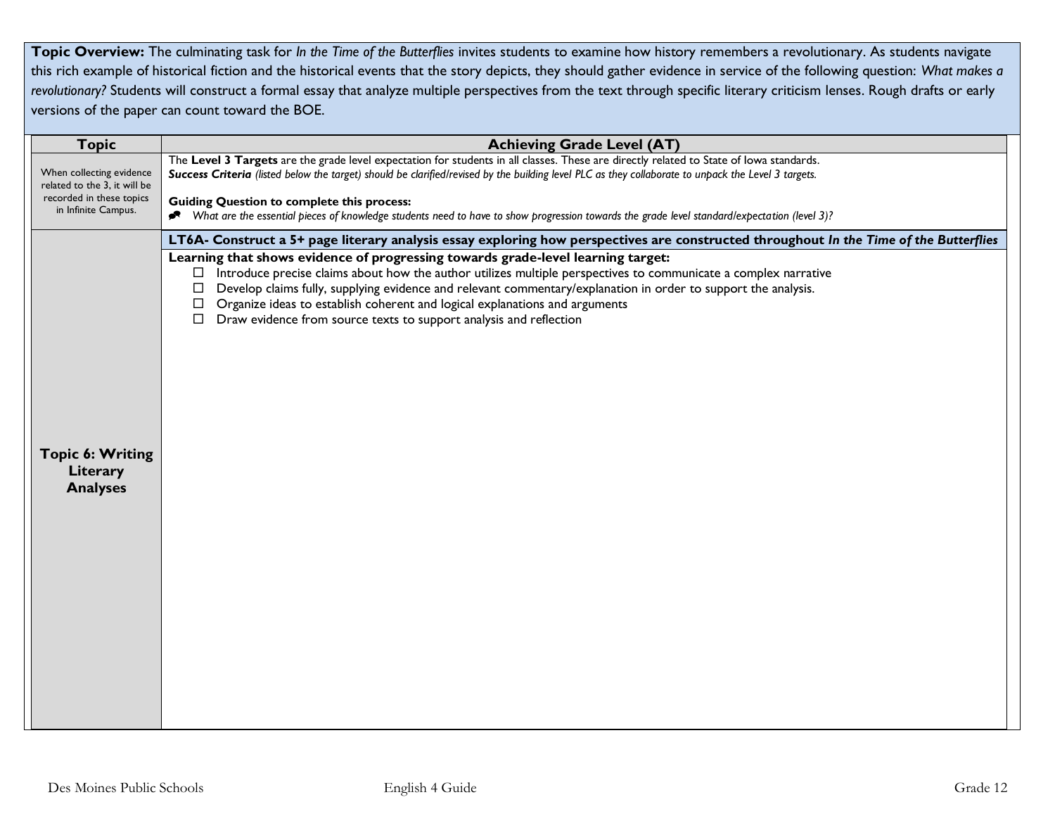**Topic Overview:** The culminating task for *In the Time of the Butterflies* invites students to examine how history remembers a revolutionary. As students navigate this rich example of historical fiction and the historical events that the story depicts, they should gather evidence in service of the following question: *What makes a revolutionary?* Students will construct a formal essay that analyze multiple perspectives from the text through specific literary criticism lenses. Rough drafts or early versions of the paper can count toward the BOE.

| Topic | Achieving Grade Level (AT) |
|---|---|
| When collecting evidence related to the 3, it will be recorded in these topics in Infinite Campus. | The **Level 3 Targets** are the grade level expectation for students in all classes. These are directly related to State of Iowa standards.<br>***Success Criteria*** *(listed below the target) should be clarified/revised by the building level PLC as they collaborate to unpack the Level 3 targets.*<br><br>**Guiding Question to complete this process:**<br>*What are the essential pieces of knowledge students need to have to show progression towards the grade level standard/expectation (level 3)?* |
| **Topic 6: Writing Literary Analyses** | **LT6A- Construct a 5+ page literary analysis essay exploring how perspectives are constructed throughout *In the Time of the Butterflies***<br><br>**Learning that shows evidence of progressing towards grade-level learning target:**<br>☐ Introduce precise claims about how the author utilizes multiple perspectives to communicate a complex narrative<br>☐ Develop claims fully, supplying evidence and relevant commentary/explanation in order to support the analysis.<br>☐ Organize ideas to establish coherent and logical explanations and arguments<br>☐ Draw evidence from source texts to support analysis and reflection |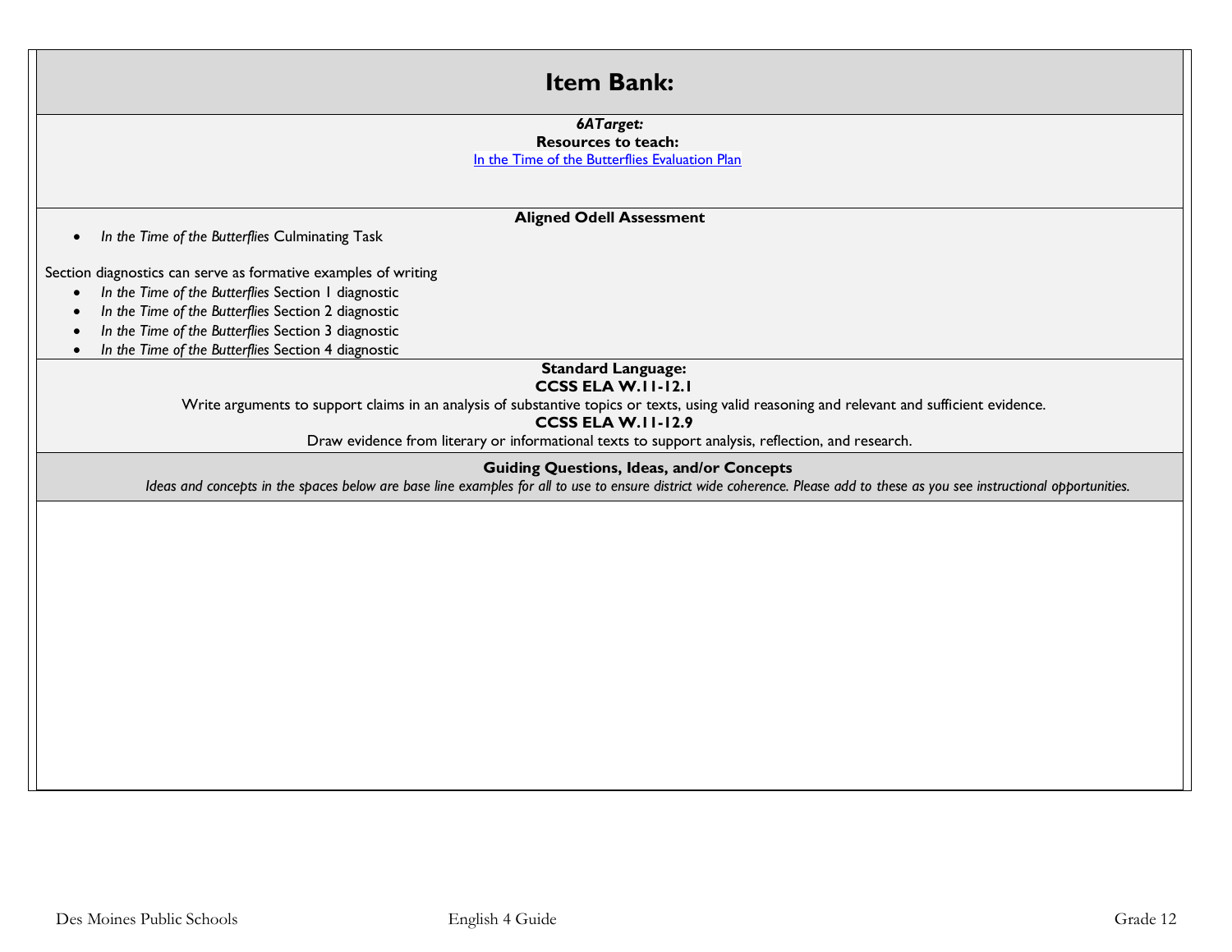# Item Bank:

***6ATarget:***

**Resources to teach:**

[In the Time of the Butterflies Evaluation Plan]

**Aligned Odell Assessment**

- *In the Time of the Butterflies* Culminating Task

Section diagnostics can serve as formative examples of writing

- *In the Time of the Butterflies* Section 1 diagnostic
- *In the Time of the Butterflies* Section 2 diagnostic
- *In the Time of the Butterflies* Section 3 diagnostic
- *In the Time of the Butterflies* Section 4 diagnostic

**Standard Language:**

**CCSS ELA W.11-12.1**

Write arguments to support claims in an analysis of substantive topics or texts, using valid reasoning and relevant and sufficient evidence.

**CCSS ELA W.11-12.9**

Draw evidence from literary or informational texts to support analysis, reflection, and research.

**Guiding Questions, Ideas, and/or Concepts**

*Ideas and concepts in the spaces below are base line examples for all to use to ensure district wide coherence. Please add to these as you see instructional opportunities.*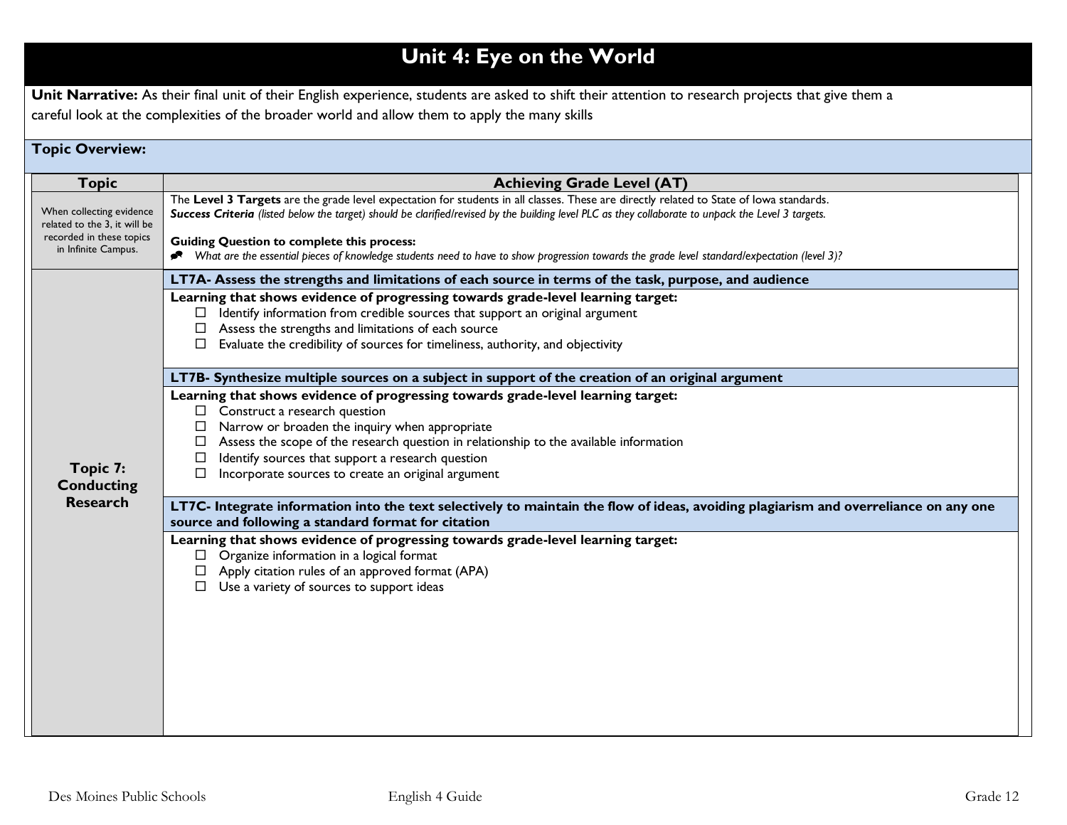# Unit 4: Eye on the World

**Unit Narrative:** As their final unit of their English experience, students are asked to shift their attention to research projects that give them a careful look at the complexities of the broader world and allow them to apply the many skills

**Topic Overview:**

| Topic | Achieving Grade Level (AT) |
|---|---|
| When collecting evidence related to the 3, it will be recorded in these topics in Infinite Campus. | The **Level 3 Targets** are the grade level expectation for students in all classes. These are directly related to State of Iowa standards.<br>***Success Criteria*** *(listed below the target) should be clarified/revised by the building level PLC as they collaborate to unpack the Level 3 targets.*<br><br>**Guiding Question to complete this process:**<br>*What are the essential pieces of knowledge students need to have to show progression towards the grade level standard/expectation (level 3)?* |
| **Topic 7: Conducting Research** | **LT7A- Assess the strengths and limitations of each source in terms of the task, purpose, and audience**<br>**Learning that shows evidence of progressing towards grade-level learning target:**<br>☐ Identify information from credible sources that support an original argument<br>☐ Assess the strengths and limitations of each source<br>☐ Evaluate the credibility of sources for timeliness, authority, and objectivity |
| | **LT7B- Synthesize multiple sources on a subject in support of the creation of an original argument**<br>**Learning that shows evidence of progressing towards grade-level learning target:**<br>☐ Construct a research question<br>☐ Narrow or broaden the inquiry when appropriate<br>☐ Assess the scope of the research question in relationship to the available information<br>☐ Identify sources that support a research question<br>☐ Incorporate sources to create an original argument |
| | **LT7C- Integrate information into the text selectively to maintain the flow of ideas, avoiding plagiarism and overreliance on any one source and following a standard format for citation**<br>**Learning that shows evidence of progressing towards grade-level learning target:**<br>☐ Organize information in a logical format<br>☐ Apply citation rules of an approved format (APA)<br>☐ Use a variety of sources to support ideas |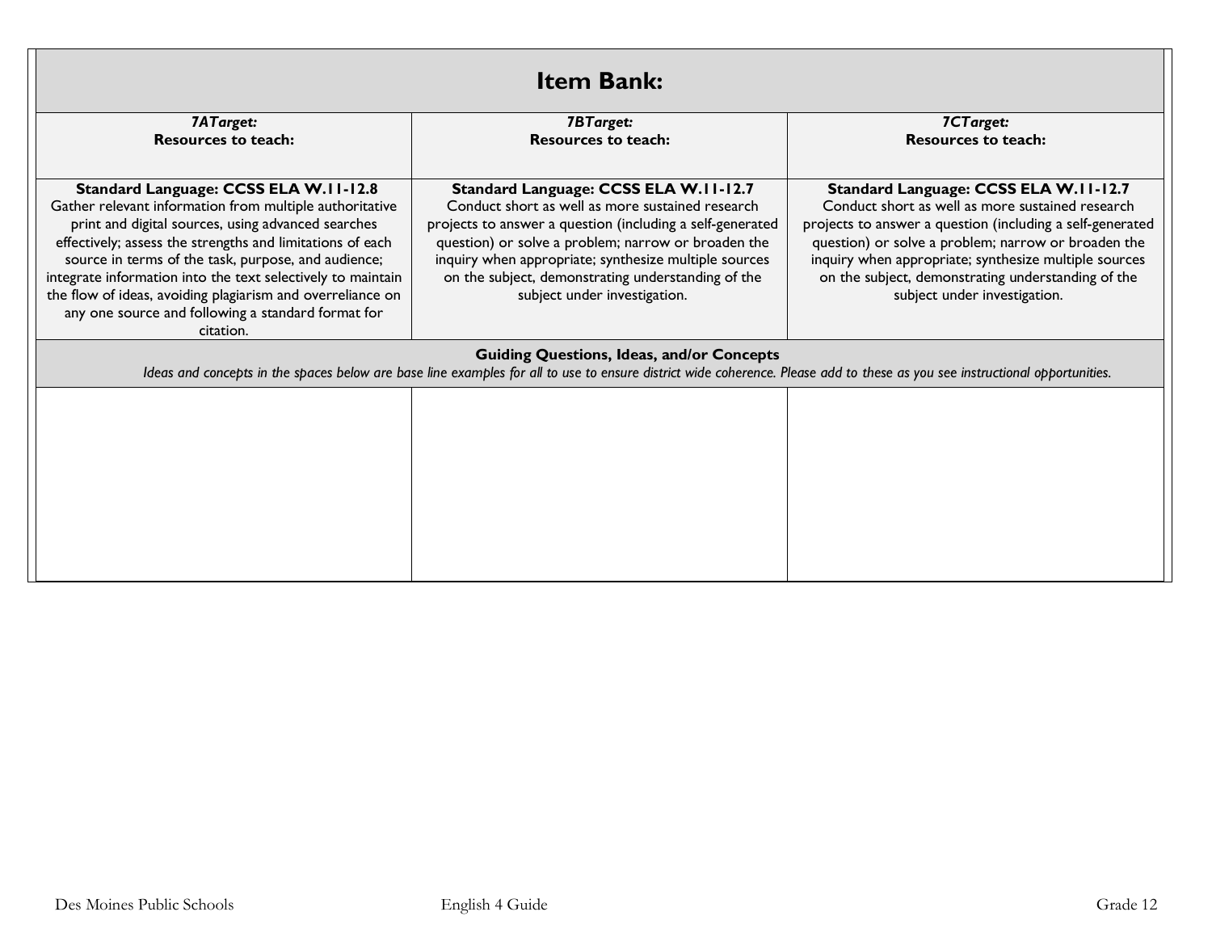# Item Bank:

| *7ATarget:* **Resources to teach:** | *7BTarget:* **Resources to teach:** | *7CTarget:* **Resources to teach:** |
|---|---|---|
| **Standard Language: CCSS ELA W.11-12.8** Gather relevant information from multiple authoritative print and digital sources, using advanced searches effectively; assess the strengths and limitations of each source in terms of the task, purpose, and audience; integrate information into the text selectively to maintain the flow of ideas, avoiding plagiarism and overreliance on any one source and following a standard format for citation. | **Standard Language: CCSS ELA W.11-12.7** Conduct short as well as more sustained research projects to answer a question (including a self-generated question) or solve a problem; narrow or broaden the inquiry when appropriate; synthesize multiple sources on the subject, demonstrating understanding of the subject under investigation. | **Standard Language: CCSS ELA W.11-12.7** Conduct short as well as more sustained research projects to answer a question (including a self-generated question) or solve a problem; narrow or broaden the inquiry when appropriate; synthesize multiple sources on the subject, demonstrating understanding of the subject under investigation. |
| **Guiding Questions, Ideas, and/or Concepts** *Ideas and concepts in the spaces below are base line examples for all to use to ensure district wide coherence. Please add to these as you see instructional opportunities.* | | |
| | | |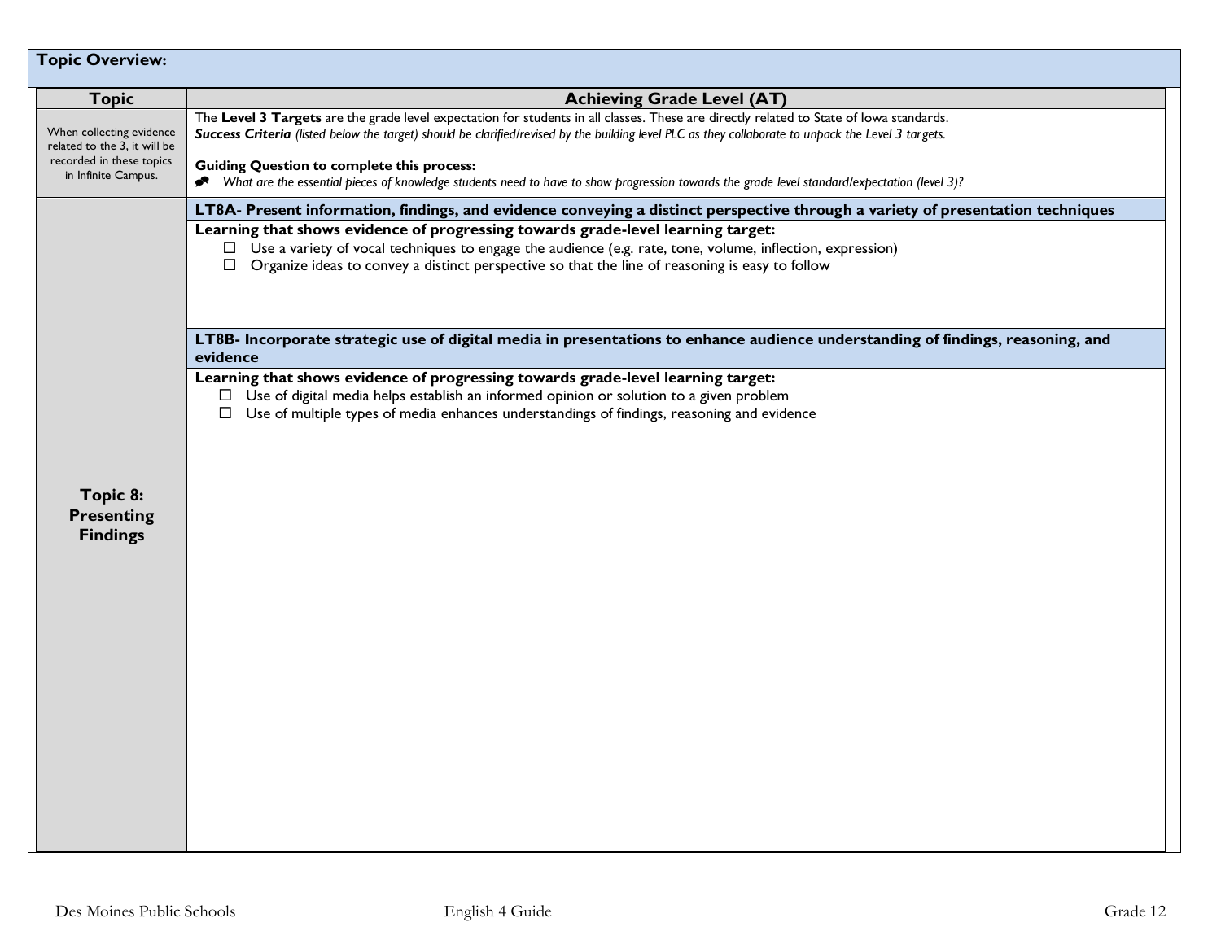**Topic Overview:**

| Topic | Achieving Grade Level (AT) |
|---|---|
| When collecting evidence related to the 3, it will be recorded in these topics in Infinite Campus. | The **Level 3 Targets** are the grade level expectation for students in all classes. These are directly related to State of Iowa standards.<br>***Success Criteria*** *(listed below the target) should be clarified/revised by the building level PLC as they collaborate to unpack the Level 3 targets.*<br><br>**Guiding Question to complete this process:**<br>- *What are the essential pieces of knowledge students need to have to show progression towards the grade level standard/expectation (level 3)?* |
| **Topic 8: Presenting Findings** | **LT8A- Present information, findings, and evidence conveying a distinct perspective through a variety of presentation techniques**<br><br>**Learning that shows evidence of progressing towards grade-level learning target:**<br>☐ Use a variety of vocal techniques to engage the audience (e.g. rate, tone, volume, inflection, expression)<br>☐ Organize ideas to convey a distinct perspective so that the line of reasoning is easy to follow<br><br>**LT8B- Incorporate strategic use of digital media in presentations to enhance audience understanding of findings, reasoning, and evidence**<br><br>**Learning that shows evidence of progressing towards grade-level learning target:**<br>☐ Use of digital media helps establish an informed opinion or solution to a given problem<br>☐ Use of multiple types of media enhances understandings of findings, reasoning and evidence |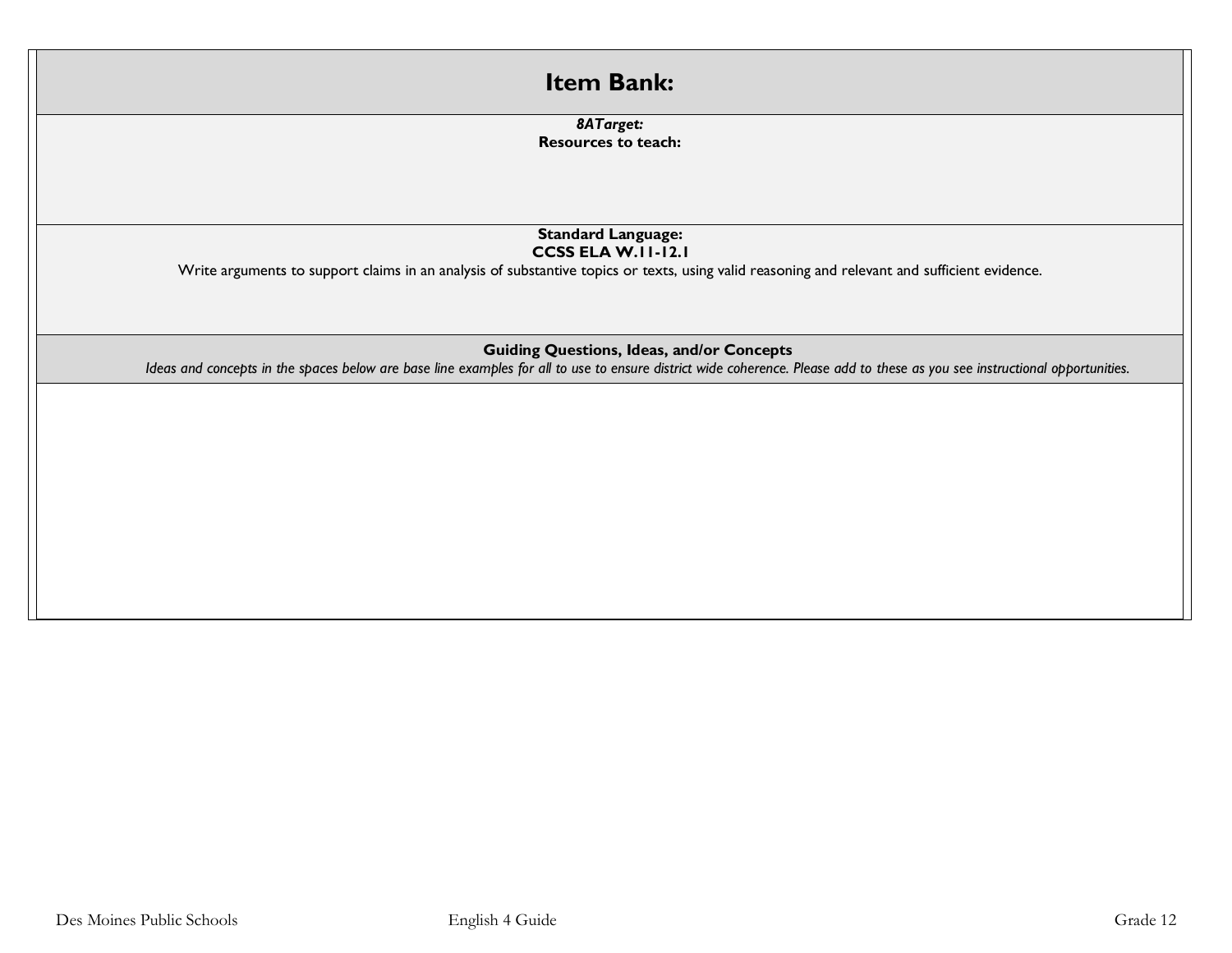# Item Bank:

***8ATarget:***
**Resources to teach:**

**Standard Language:**
**CCSS ELA W.11-12.1**

Write arguments to support claims in an analysis of substantive topics or texts, using valid reasoning and relevant and sufficient evidence.

**Guiding Questions, Ideas, and/or Concepts**

*Ideas and concepts in the spaces below are base line examples for all to use to ensure district wide coherence. Please add to these as you see instructional opportunities.*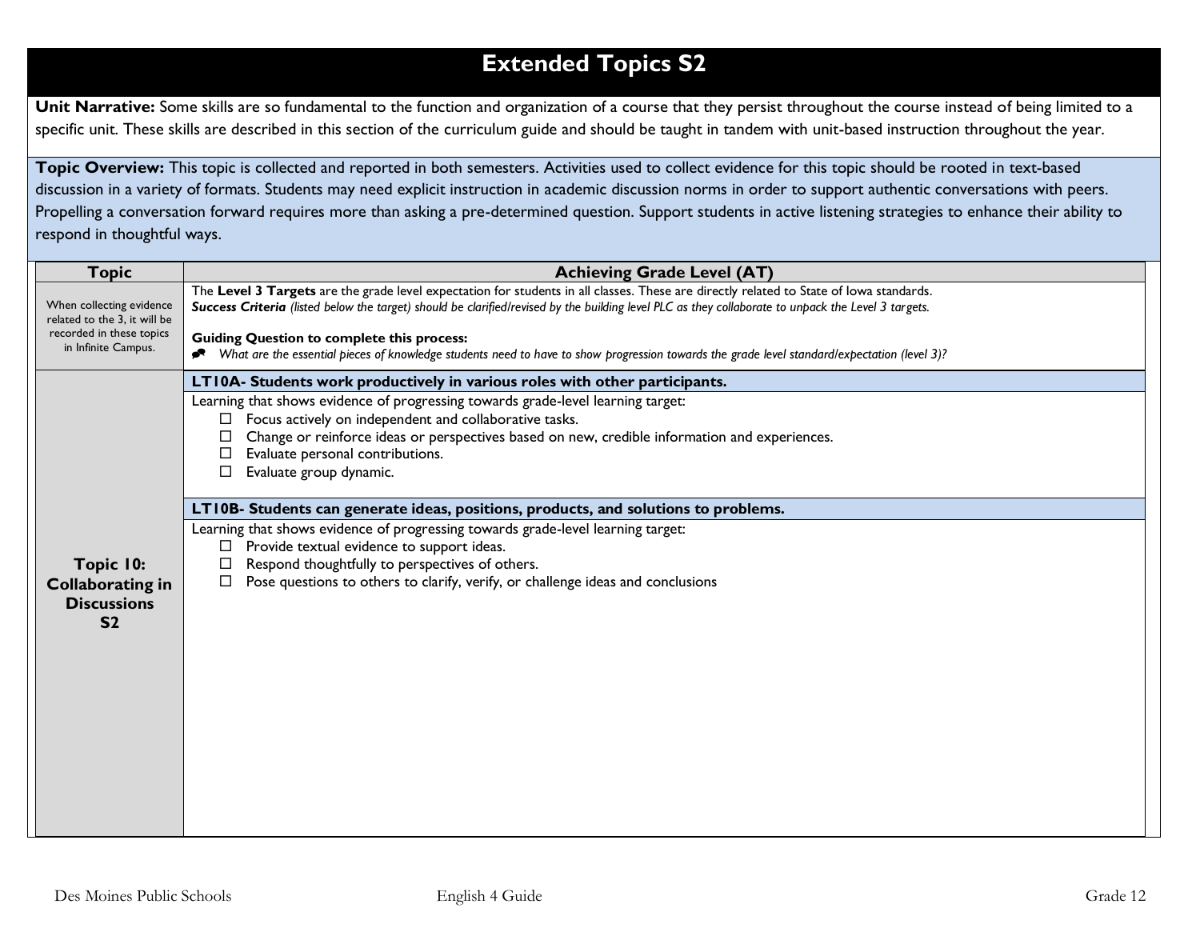# Extended Topics S2

**Unit Narrative:** Some skills are so fundamental to the function and organization of a course that they persist throughout the course instead of being limited to a specific unit. These skills are described in this section of the curriculum guide and should be taught in tandem with unit-based instruction throughout the year.

**Topic Overview:** This topic is collected and reported in both semesters. Activities used to collect evidence for this topic should be rooted in text-based discussion in a variety of formats. Students may need explicit instruction in academic discussion norms in order to support authentic conversations with peers. Propelling a conversation forward requires more than asking a pre-determined question. Support students in active listening strategies to enhance their ability to respond in thoughtful ways.

| Topic | Achieving Grade Level (AT) |
|---|---|
| When collecting evidence related to the 3, it will be recorded in these topics in Infinite Campus. | The **Level 3 Targets** are the grade level expectation for students in all classes. These are directly related to State of Iowa standards.<br>***Success Criteria*** *(listed below the target) should be clarified/revised by the building level PLC as they collaborate to unpack the Level 3 targets.*<br><br>**Guiding Question to complete this process:**<br>*What are the essential pieces of knowledge students need to have to show progression towards the grade level standard/expectation (level 3)?* |
| **Topic 10: Collaborating in Discussions S2** | **LT10A- Students work productively in various roles with other participants.**<br>Learning that shows evidence of progressing towards grade-level learning target:<br>☐ Focus actively on independent and collaborative tasks.<br>☐ Change or reinforce ideas or perspectives based on new, credible information and experiences.<br>☐ Evaluate personal contributions.<br>☐ Evaluate group dynamic.<br><br>**LT10B- Students can generate ideas, positions, products, and solutions to problems.**<br>Learning that shows evidence of progressing towards grade-level learning target:<br>☐ Provide textual evidence to support ideas.<br>☐ Respond thoughtfully to perspectives of others.<br>☐ Pose questions to others to clarify, verify, or challenge ideas and conclusions |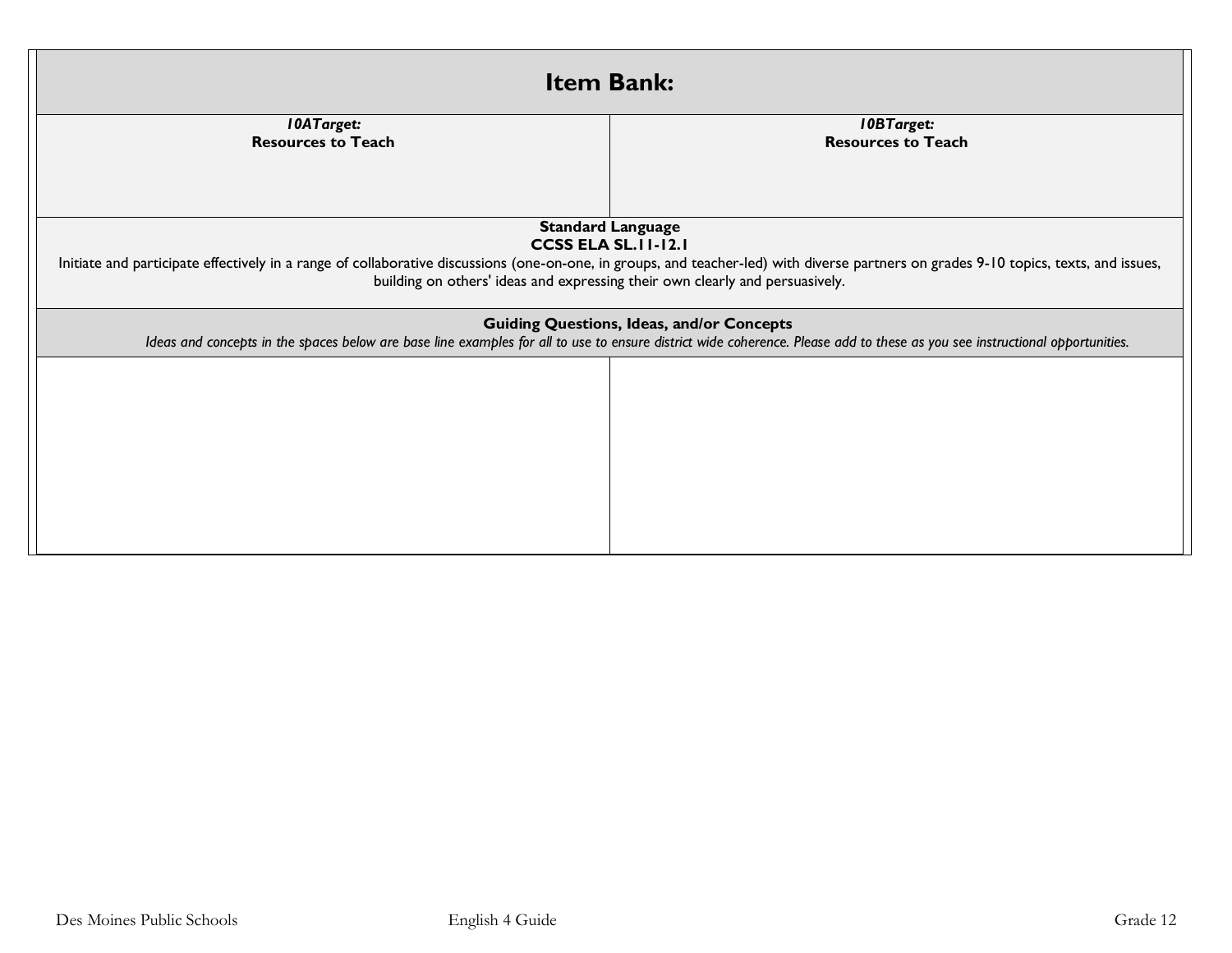# Item Bank:

| *10ATarget:* **Resources to Teach** | *10BTarget:* **Resources to Teach** |
| --- | --- |
| | |

**Standard Language**
**CCSS ELA SL.11-12.1**
Initiate and participate effectively in a range of collaborative discussions (one-on-one, in groups, and teacher-led) with diverse partners on grades 9-10 topics, texts, and issues, building on others' ideas and expressing their own clearly and persuasively.

**Guiding Questions, Ideas, and/or Concepts**
*Ideas and concepts in the spaces below are base line examples for all to use to ensure district wide coherence. Please add to these as you see instructional opportunities.*

| | |
| --- | --- |
| | |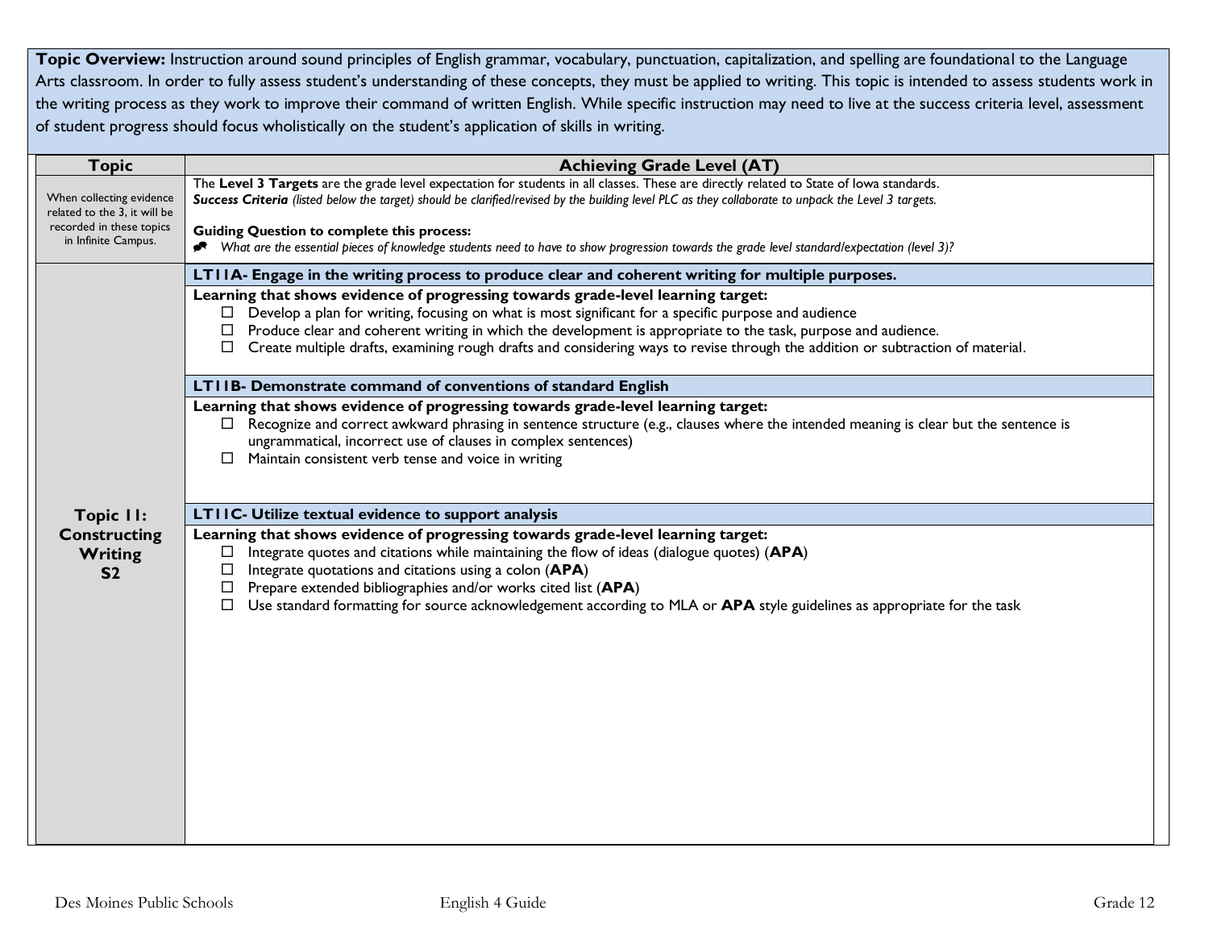**Topic Overview:** Instruction around sound principles of English grammar, vocabulary, punctuation, capitalization, and spelling are foundational to the Language Arts classroom. In order to fully assess student's understanding of these concepts, they must be applied to writing. This topic is intended to assess students work in the writing process as they work to improve their command of written English. While specific instruction may need to live at the success criteria level, assessment of student progress should focus wholistically on the student's application of skills in writing.

| Topic | Achieving Grade Level (AT) |
|---|---|
| When collecting evidence related to the 3, it will be recorded in these topics in Infinite Campus. | The **Level 3 Targets** are the grade level expectation for students in all classes. These are directly related to State of Iowa standards.<br>***Success Criteria*** *(listed below the target) should be clarified/revised by the building level PLC as they collaborate to unpack the Level 3 targets.*<br><br>**Guiding Question to complete this process:**<br>• *What are the essential pieces of knowledge students need to have to show progression towards the grade level standard/expectation (level 3)?* |
| **Topic 11: Constructing Writing S2** | **LT11A- Engage in the writing process to produce clear and coherent writing for multiple purposes.**<br>**Learning that shows evidence of progressing towards grade-level learning target:**<br>☐ Develop a plan for writing, focusing on what is most significant for a specific purpose and audience<br>☐ Produce clear and coherent writing in which the development is appropriate to the task, purpose and audience.<br>☐ Create multiple drafts, examining rough drafts and considering ways to revise through the addition or subtraction of material.<br><br>**LT11B- Demonstrate command of conventions of standard English**<br>**Learning that shows evidence of progressing towards grade-level learning target:**<br>☐ Recognize and correct awkward phrasing in sentence structure (e.g., clauses where the intended meaning is clear but the sentence is ungrammatical, incorrect use of clauses in complex sentences)<br>☐ Maintain consistent verb tense and voice in writing<br><br>**LT11C- Utilize textual evidence to support analysis**<br>**Learning that shows evidence of progressing towards grade-level learning target:**<br>☐ Integrate quotes and citations while maintaining the flow of ideas (dialogue quotes) (**APA**)<br>☐ Integrate quotations and citations using a colon (**APA**)<br>☐ Prepare extended bibliographies and/or works cited list (**APA**)<br>☐ Use standard formatting for source acknowledgement according to MLA or **APA** style guidelines as appropriate for the task |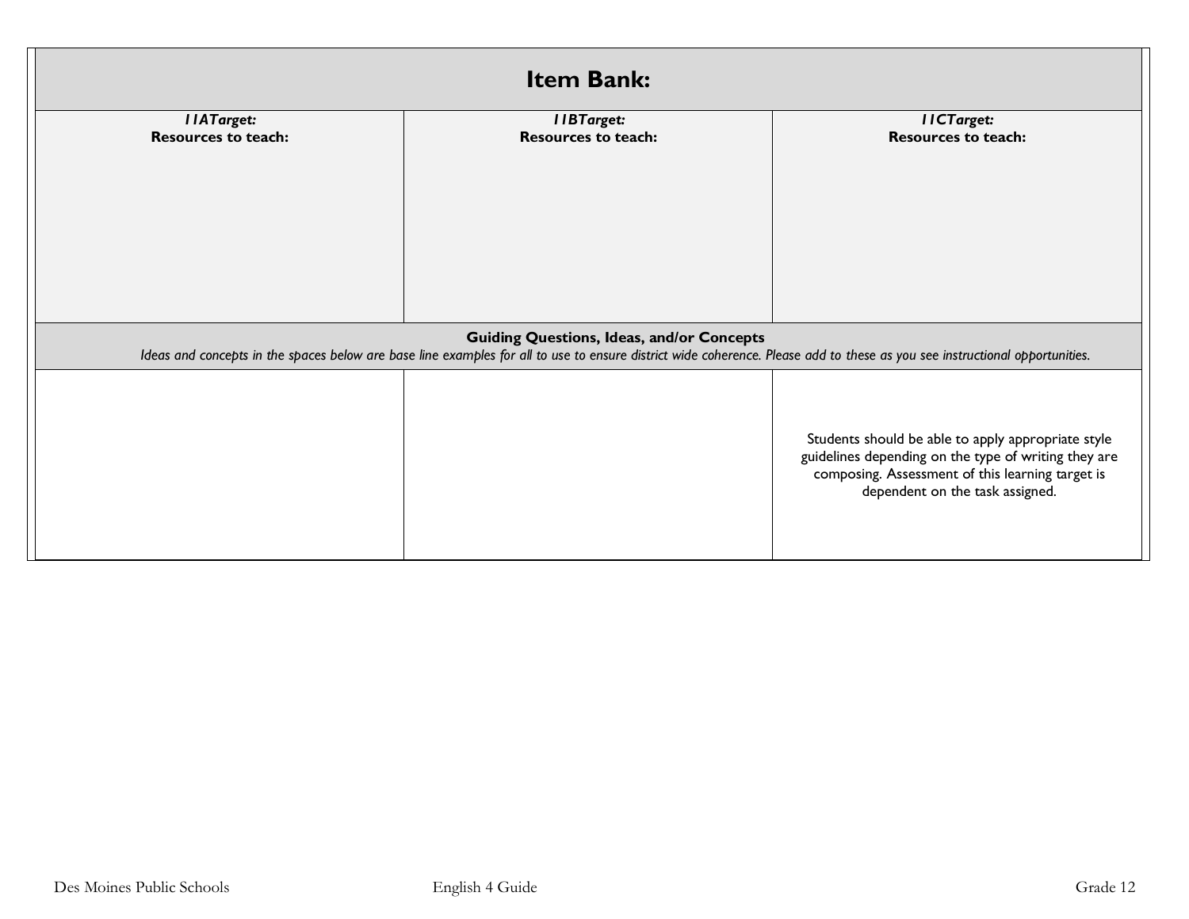| **Item Bank:** | | |
|---|---|---|
| ***11ATarget:***<br>**Resources to teach:** | ***11BTarget:***<br>**Resources to teach:** | ***11CTarget:***<br>**Resources to teach:** |
| **Guiding Questions, Ideas, and/or Concepts**<br>*Ideas and concepts in the spaces below are base line examples for all to use to ensure district wide coherence. Please add to these as you see instructional opportunities.* | | |
| | | Students should be able to apply appropriate style guidelines depending on the type of writing they are composing. Assessment of this learning target is dependent on the task assigned. |